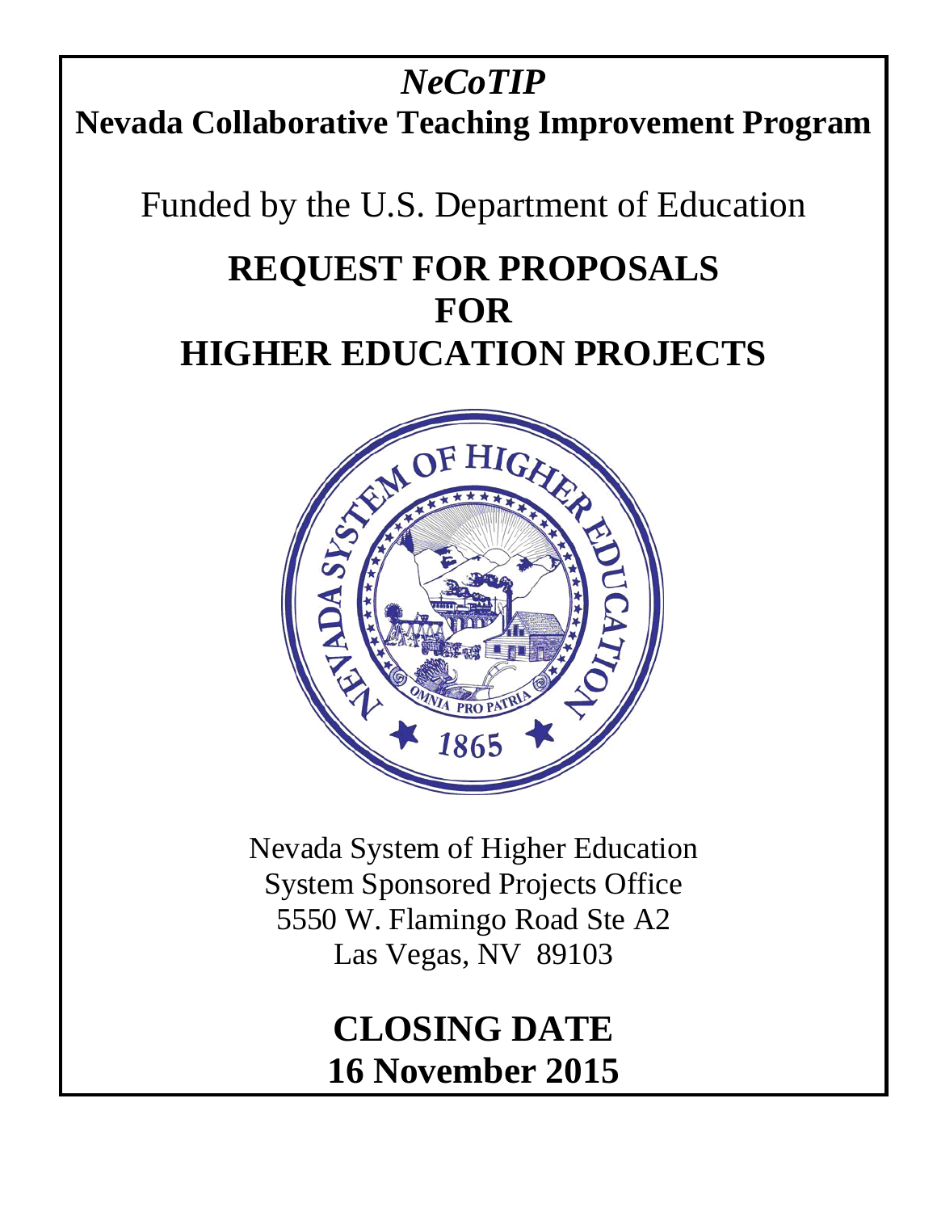# *NeCoTIP*

# Nevada Collaborative Teaching Improvement Program

Funded by the U.S. Department of Education

# REQUEST FOR PROPOSALS FOR HIGHER EDUCATION PROJECTS

Nevada System of Higher Education
System Sponsored Projects Office
5550 W. Flamingo Road Ste A2
Las Vegas, NV 89103

## CLOSING DATE
## 16 November 2015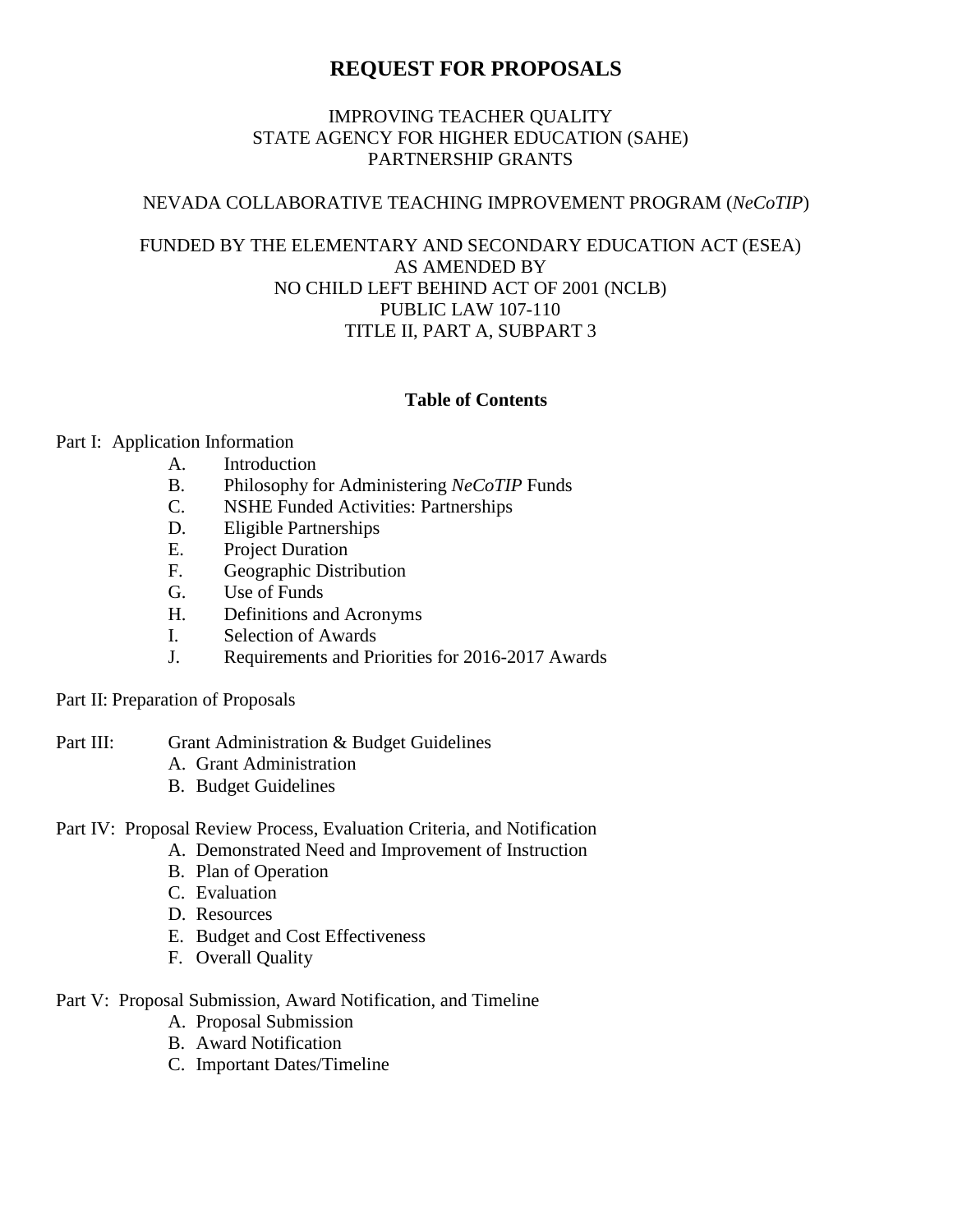# REQUEST FOR PROPOSALS

IMPROVING TEACHER QUALITY
STATE AGENCY FOR HIGHER EDUCATION (SAHE)
PARTNERSHIP GRANTS

NEVADA COLLABORATIVE TEACHING IMPROVEMENT PROGRAM (*NeCoTIP*)

FUNDED BY THE ELEMENTARY AND SECONDARY EDUCATION ACT (ESEA)
AS AMENDED BY
NO CHILD LEFT BEHIND ACT OF 2001 (NCLB)
PUBLIC LAW 107-110
TITLE II, PART A, SUBPART 3

## Table of Contents

Part I: Application Information

- A. Introduction
- B. Philosophy for Administering *NeCoTIP* Funds
- C. NSHE Funded Activities: Partnerships
- D. Eligible Partnerships
- E. Project Duration
- F. Geographic Distribution
- G. Use of Funds
- H. Definitions and Acronyms
- I. Selection of Awards
- J. Requirements and Priorities for 2016-2017 Awards

Part II: Preparation of Proposals

Part III: Grant Administration & Budget Guidelines

- A. Grant Administration
- B. Budget Guidelines

Part IV: Proposal Review Process, Evaluation Criteria, and Notification

- A. Demonstrated Need and Improvement of Instruction
- B. Plan of Operation
- C. Evaluation
- D. Resources
- E. Budget and Cost Effectiveness
- F. Overall Quality

Part V: Proposal Submission, Award Notification, and Timeline

- A. Proposal Submission
- B. Award Notification
- C. Important Dates/Timeline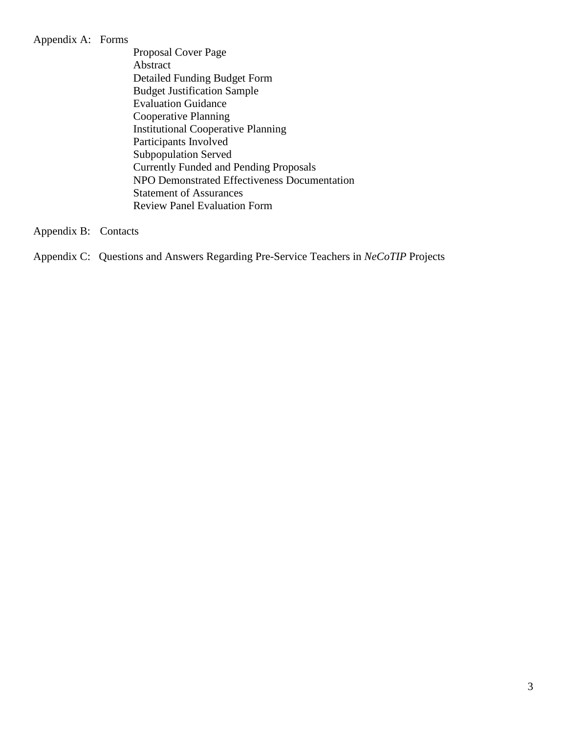Appendix A: Forms

- Proposal Cover Page
- Abstract
- Detailed Funding Budget Form
- Budget Justification Sample
- Evaluation Guidance
- Cooperative Planning
- Institutional Cooperative Planning
- Participants Involved
- Subpopulation Served
- Currently Funded and Pending Proposals
- NPO Demonstrated Effectiveness Documentation
- Statement of Assurances
- Review Panel Evaluation Form

Appendix B: Contacts

Appendix C: Questions and Answers Regarding Pre-Service Teachers in *NeCoTIP* Projects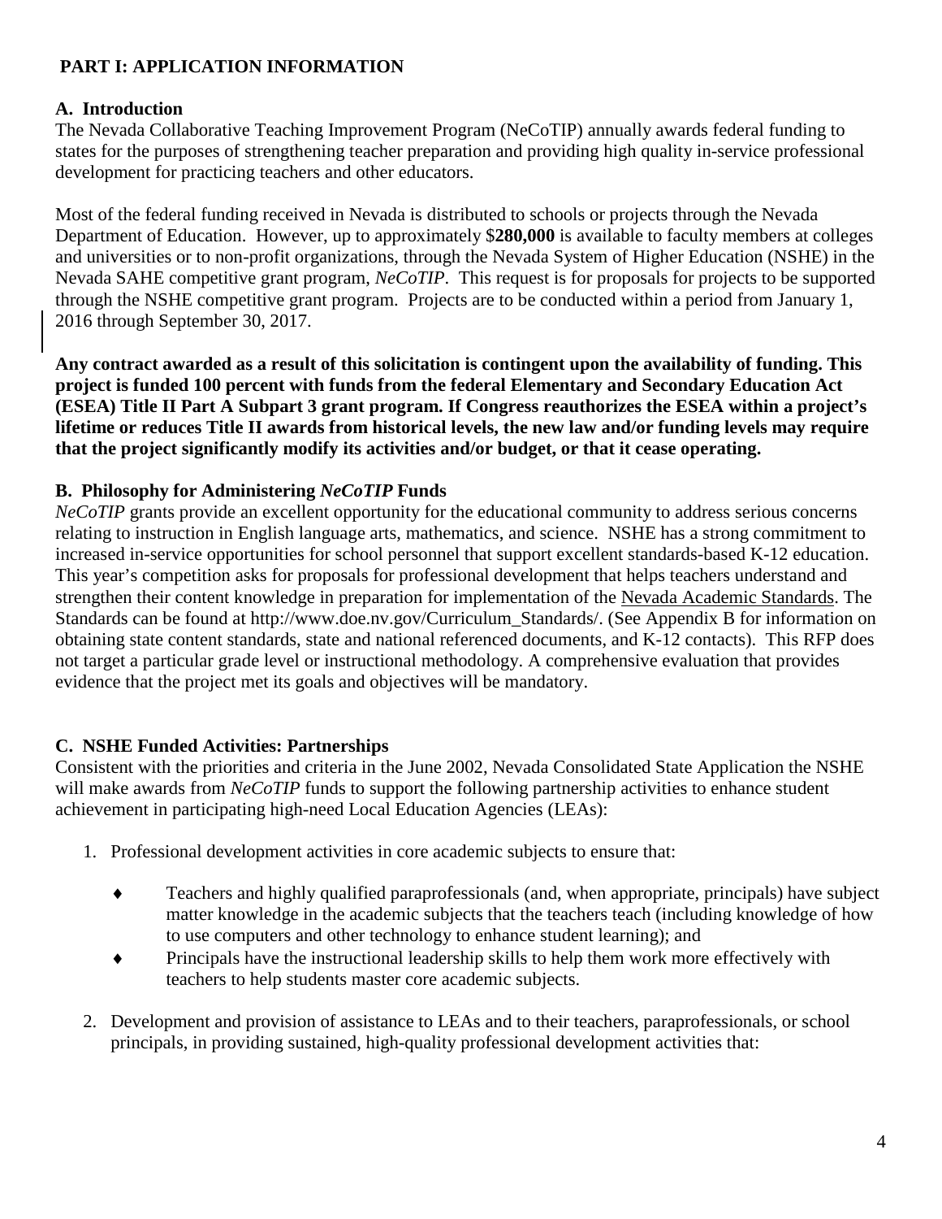## PART I: APPLICATION INFORMATION

### A. Introduction

The Nevada Collaborative Teaching Improvement Program (NeCoTIP) annually awards federal funding to states for the purposes of strengthening teacher preparation and providing high quality in-service professional development for practicing teachers and other educators.

Most of the federal funding received in Nevada is distributed to schools or projects through the Nevada Department of Education. However, up to approximately $**280,000** is available to faculty members at colleges and universities or to non-profit organizations, through the Nevada System of Higher Education (NSHE) in the Nevada SAHE competitive grant program, *NeCoTIP*. This request is for proposals for projects to be supported through the NSHE competitive grant program. Projects are to be conducted within a period from January 1, 2016 through September 30, 2017.

**Any contract awarded as a result of this solicitation is contingent upon the availability of funding. This project is funded 100 percent with funds from the federal Elementary and Secondary Education Act (ESEA) Title II Part A Subpart 3 grant program. If Congress reauthorizes the ESEA within a project's lifetime or reduces Title II awards from historical levels, the new law and/or funding levels may require that the project significantly modify its activities and/or budget, or that it cease operating.**

### B. Philosophy for Administering *NeCoTIP* Funds

*NeCoTIP* grants provide an excellent opportunity for the educational community to address serious concerns relating to instruction in English language arts, mathematics, and science. NSHE has a strong commitment to increased in-service opportunities for school personnel that support excellent standards-based K-12 education. This year's competition asks for proposals for professional development that helps teachers understand and strengthen their content knowledge in preparation for implementation of the Nevada Academic Standards. The Standards can be found at http://www.doe.nv.gov/Curriculum_Standards/. (See Appendix B for information on obtaining state content standards, state and national referenced documents, and K-12 contacts). This RFP does not target a particular grade level or instructional methodology. A comprehensive evaluation that provides evidence that the project met its goals and objectives will be mandatory.

### C. NSHE Funded Activities: Partnerships

Consistent with the priorities and criteria in the June 2002, Nevada Consolidated State Application the NSHE will make awards from *NeCoTIP* funds to support the following partnership activities to enhance student achievement in participating high-need Local Education Agencies (LEAs):

1. Professional development activities in core academic subjects to ensure that:
   - Teachers and highly qualified paraprofessionals (and, when appropriate, principals) have subject matter knowledge in the academic subjects that the teachers teach (including knowledge of how to use computers and other technology to enhance student learning); and
   - Principals have the instructional leadership skills to help them work more effectively with teachers to help students master core academic subjects.
2. Development and provision of assistance to LEAs and to their teachers, paraprofessionals, or school principals, in providing sustained, high-quality professional development activities that: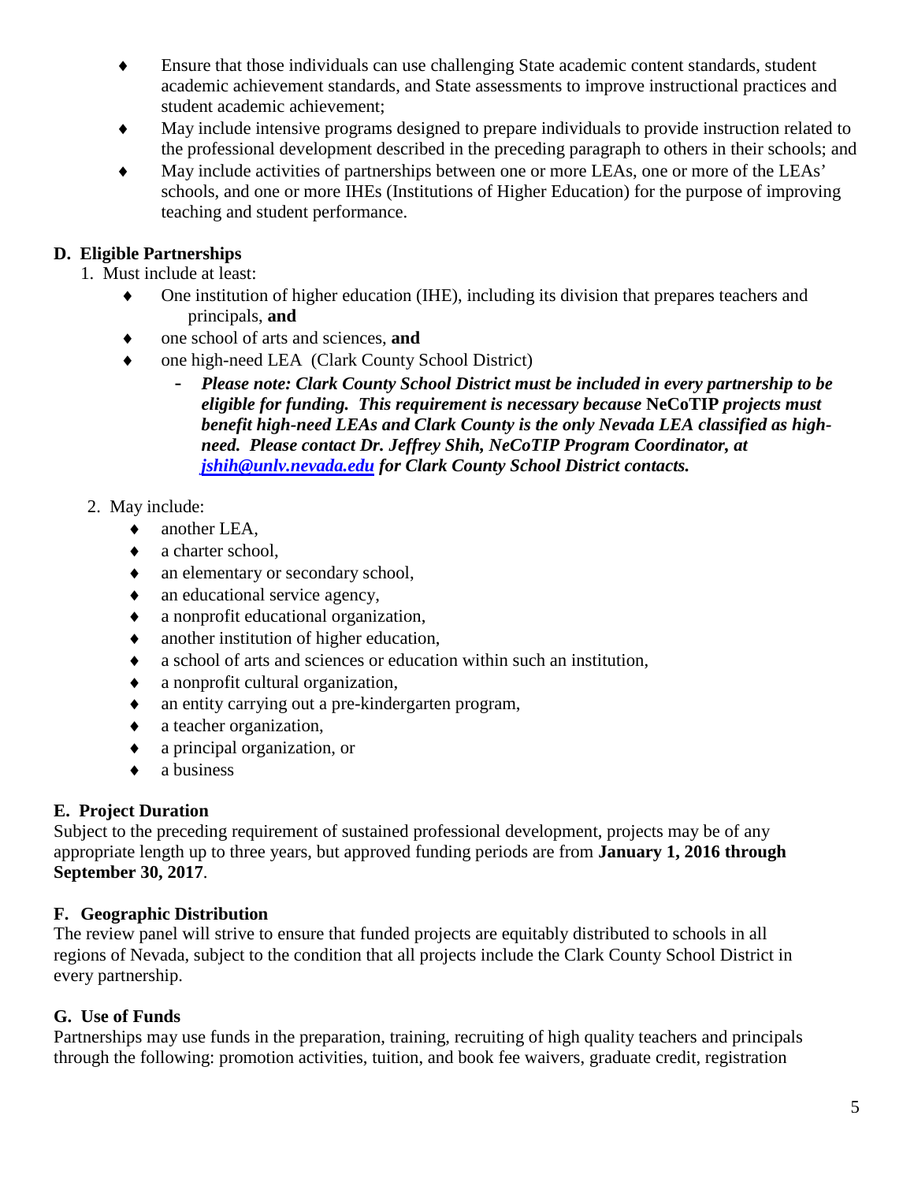- Ensure that those individuals can use challenging State academic content standards, student academic achievement standards, and State assessments to improve instructional practices and student academic achievement;
- May include intensive programs designed to prepare individuals to provide instruction related to the professional development described in the preceding paragraph to others in their schools; and
- May include activities of partnerships between one or more LEAs, one or more of the LEAs' schools, and one or more IHEs (Institutions of Higher Education) for the purpose of improving teaching and student performance.

## D. Eligible Partnerships

1. Must include at least:
   - One institution of higher education (IHE), including its division that prepares teachers and principals, **and**
   - one school of arts and sciences, **and**
   - one high-need LEA (Clark County School District)
     - ***Please note: Clark County School District must be included in every partnership to be eligible for funding. This requirement is necessary because*** **NeCoTIP** ***projects must benefit high-need LEAs and Clark County is the only Nevada LEA classified as high-need. Please contact Dr. Jeffrey Shih, NeCoTIP Program Coordinator, at [jshih@unlv.nevada.edu](mailto:jshih@unlv.nevada.edu) for Clark County School District contacts.***

2. May include:
   - another LEA,
   - a charter school,
   - an elementary or secondary school,
   - an educational service agency,
   - a nonprofit educational organization,
   - another institution of higher education,
   - a school of arts and sciences or education within such an institution,
   - a nonprofit cultural organization,
   - an entity carrying out a pre-kindergarten program,
   - a teacher organization,
   - a principal organization, or
   - a business

## E. Project Duration

Subject to the preceding requirement of sustained professional development, projects may be of any appropriate length up to three years, but approved funding periods are from **January 1, 2016 through September 30, 2017**.

## F. Geographic Distribution

The review panel will strive to ensure that funded projects are equitably distributed to schools in all regions of Nevada, subject to the condition that all projects include the Clark County School District in every partnership.

## G. Use of Funds

Partnerships may use funds in the preparation, training, recruiting of high quality teachers and principals through the following: promotion activities, tuition, and book fee waivers, graduate credit, registration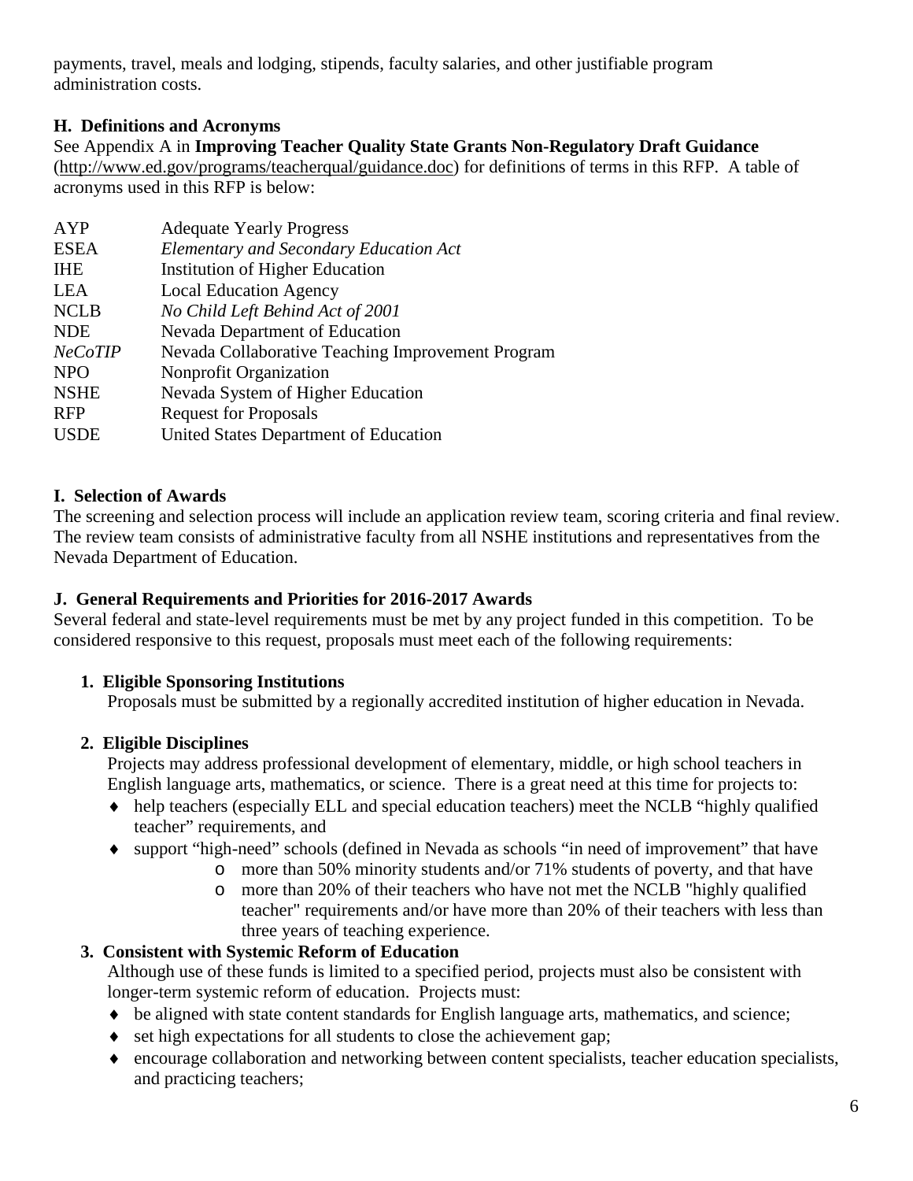payments, travel, meals and lodging, stipends, faculty salaries, and other justifiable program administration costs.

### H. Definitions and Acronyms

See Appendix A in **Improving Teacher Quality State Grants Non-Regulatory Draft Guidance** (http://www.ed.gov/programs/teacherqual/guidance.doc) for definitions of terms in this RFP. A table of acronyms used in this RFP is below:

| | |
|---|---|
| AYP | Adequate Yearly Progress |
| ESEA | *Elementary and Secondary Education Act* |
| IHE | Institution of Higher Education |
| LEA | Local Education Agency |
| NCLB | *No Child Left Behind Act of 2001* |
| NDE | Nevada Department of Education |
| *NeCoTIP* | Nevada Collaborative Teaching Improvement Program |
| NPO | Nonprofit Organization |
| NSHE | Nevada System of Higher Education |
| RFP | Request for Proposals |
| USDE | United States Department of Education |

### I. Selection of Awards

The screening and selection process will include an application review team, scoring criteria and final review. The review team consists of administrative faculty from all NSHE institutions and representatives from the Nevada Department of Education.

### J. General Requirements and Priorities for 2016-2017 Awards

Several federal and state-level requirements must be met by any project funded in this competition. To be considered responsive to this request, proposals must meet each of the following requirements:

**1. Eligible Sponsoring Institutions**

Proposals must be submitted by a regionally accredited institution of higher education in Nevada.

**2. Eligible Disciplines**

Projects may address professional development of elementary, middle, or high school teachers in English language arts, mathematics, or science. There is a great need at this time for projects to:

- help teachers (especially ELL and special education teachers) meet the NCLB "highly qualified teacher" requirements, and
- support "high-need" schools (defined in Nevada as schools "in need of improvement" that have
  - more than 50% minority students and/or 71% students of poverty, and that have
  - more than 20% of their teachers who have not met the NCLB "highly qualified teacher" requirements and/or have more than 20% of their teachers with less than three years of teaching experience.

**3. Consistent with Systemic Reform of Education**

Although use of these funds is limited to a specified period, projects must also be consistent with longer-term systemic reform of education. Projects must:

- be aligned with state content standards for English language arts, mathematics, and science;
- set high expectations for all students to close the achievement gap;
- encourage collaboration and networking between content specialists, teacher education specialists, and practicing teachers;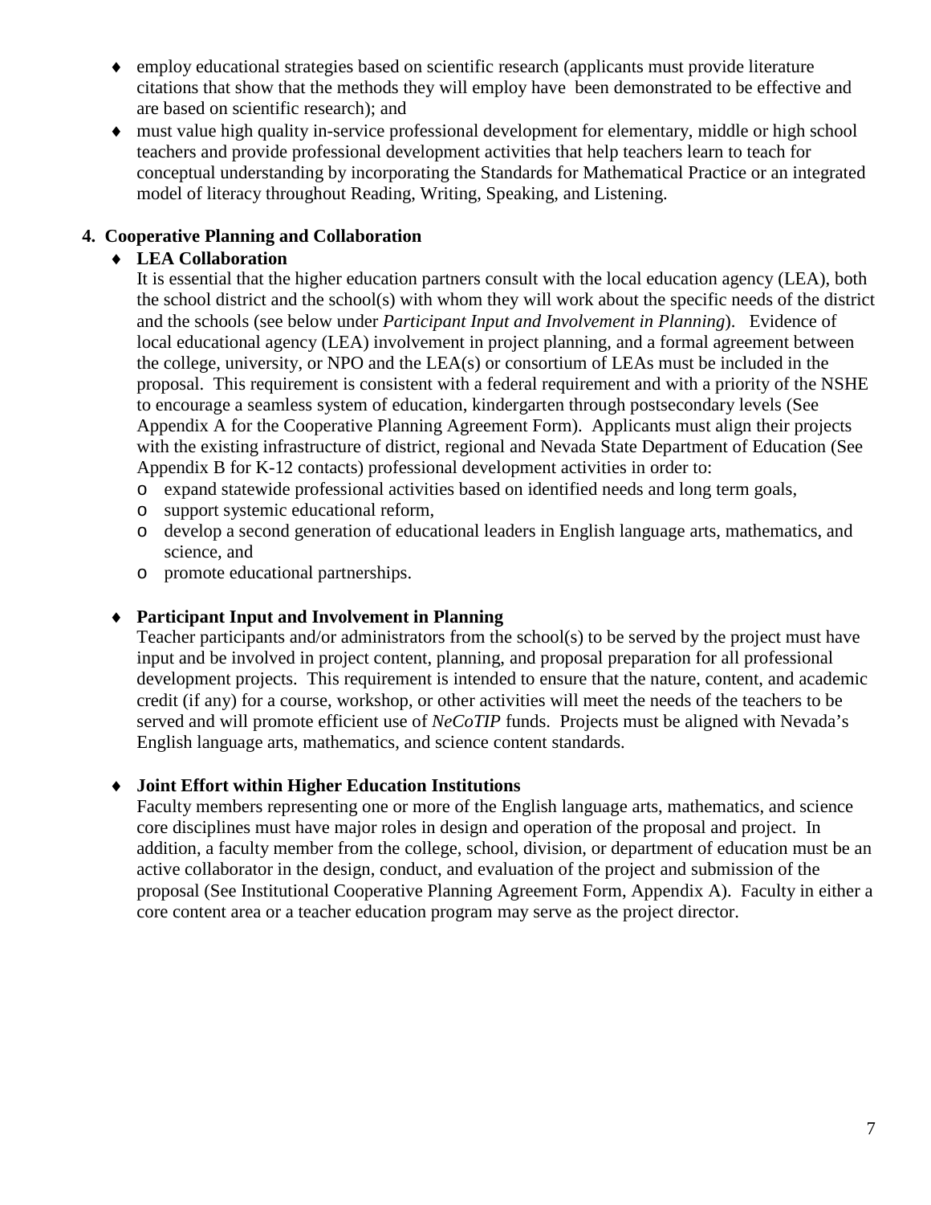- employ educational strategies based on scientific research (applicants must provide literature citations that show that the methods they will employ have been demonstrated to be effective and are based on scientific research); and
- must value high quality in-service professional development for elementary, middle or high school teachers and provide professional development activities that help teachers learn to teach for conceptual understanding by incorporating the Standards for Mathematical Practice or an integrated model of literacy throughout Reading, Writing, Speaking, and Listening.

**4. Cooperative Planning and Collaboration**

- **LEA Collaboration**

  It is essential that the higher education partners consult with the local education agency (LEA), both the school district and the school(s) with whom they will work about the specific needs of the district and the schools (see below under *Participant Input and Involvement in Planning*). Evidence of local educational agency (LEA) involvement in project planning, and a formal agreement between the college, university, or NPO and the LEA(s) or consortium of LEAs must be included in the proposal. This requirement is consistent with a federal requirement and with a priority of the NSHE to encourage a seamless system of education, kindergarten through postsecondary levels (See Appendix A for the Cooperative Planning Agreement Form). Applicants must align their projects with the existing infrastructure of district, regional and Nevada State Department of Education (See Appendix B for K-12 contacts) professional development activities in order to:
  - expand statewide professional activities based on identified needs and long term goals,
  - support systemic educational reform,
  - develop a second generation of educational leaders in English language arts, mathematics, and science, and
  - promote educational partnerships.

- **Participant Input and Involvement in Planning**

  Teacher participants and/or administrators from the school(s) to be served by the project must have input and be involved in project content, planning, and proposal preparation for all professional development projects. This requirement is intended to ensure that the nature, content, and academic credit (if any) for a course, workshop, or other activities will meet the needs of the teachers to be served and will promote efficient use of *NeCoTIP* funds. Projects must be aligned with Nevada's English language arts, mathematics, and science content standards.

- **Joint Effort within Higher Education Institutions**

  Faculty members representing one or more of the English language arts, mathematics, and science core disciplines must have major roles in design and operation of the proposal and project. In addition, a faculty member from the college, school, division, or department of education must be an active collaborator in the design, conduct, and evaluation of the project and submission of the proposal (See Institutional Cooperative Planning Agreement Form, Appendix A). Faculty in either a core content area or a teacher education program may serve as the project director.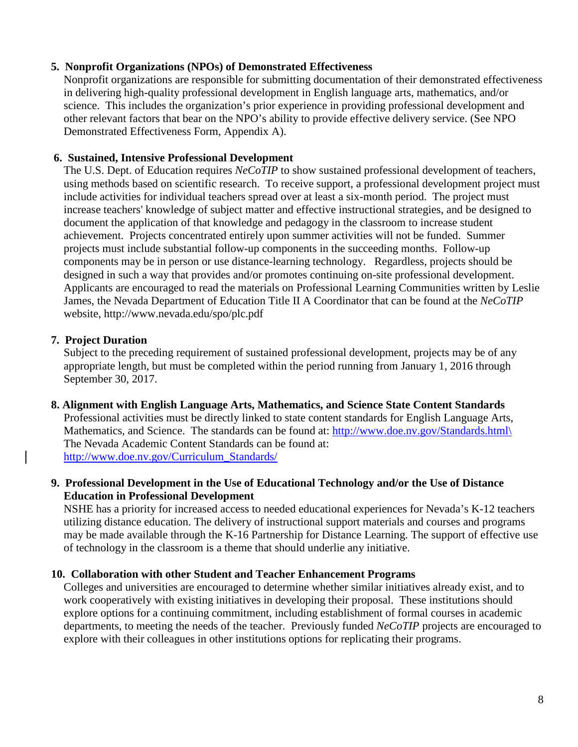**5. Nonprofit Organizations (NPOs) of Demonstrated Effectiveness**

Nonprofit organizations are responsible for submitting documentation of their demonstrated effectiveness in delivering high-quality professional development in English language arts, mathematics, and/or science. This includes the organization's prior experience in providing professional development and other relevant factors that bear on the NPO's ability to provide effective delivery service. (See NPO Demonstrated Effectiveness Form, Appendix A).

**6. Sustained, Intensive Professional Development**

The U.S. Dept. of Education requires *NeCoTIP* to show sustained professional development of teachers, using methods based on scientific research. To receive support, a professional development project must include activities for individual teachers spread over at least a six-month period. The project must increase teachers' knowledge of subject matter and effective instructional strategies, and be designed to document the application of that knowledge and pedagogy in the classroom to increase student achievement. Projects concentrated entirely upon summer activities will not be funded. Summer projects must include substantial follow-up components in the succeeding months. Follow-up components may be in person or use distance-learning technology. Regardless, projects should be designed in such a way that provides and/or promotes continuing on-site professional development. Applicants are encouraged to read the materials on Professional Learning Communities written by Leslie James, the Nevada Department of Education Title II A Coordinator that can be found at the *NeCoTIP* website, http://www.nevada.edu/spo/plc.pdf

**7. Project Duration**

Subject to the preceding requirement of sustained professional development, projects may be of any appropriate length, but must be completed within the period running from January 1, 2016 through September 30, 2017.

**8. Alignment with English Language Arts, Mathematics, and Science State Content Standards**

Professional activities must be directly linked to state content standards for English Language Arts, Mathematics, and Science. The standards can be found at: http://www.doe.nv.gov/Standards.html\
The Nevada Academic Content Standards can be found at:
http://www.doe.nv.gov/Curriculum_Standards/

**9. Professional Development in the Use of Educational Technology and/or the Use of Distance Education in Professional Development**

NSHE has a priority for increased access to needed educational experiences for Nevada's K-12 teachers utilizing distance education. The delivery of instructional support materials and courses and programs may be made available through the K-16 Partnership for Distance Learning. The support of effective use of technology in the classroom is a theme that should underlie any initiative.

**10. Collaboration with other Student and Teacher Enhancement Programs**

Colleges and universities are encouraged to determine whether similar initiatives already exist, and to work cooperatively with existing initiatives in developing their proposal. These institutions should explore options for a continuing commitment, including establishment of formal courses in academic departments, to meeting the needs of the teacher. Previously funded *NeCoTIP* projects are encouraged to explore with their colleagues in other institutions options for replicating their programs.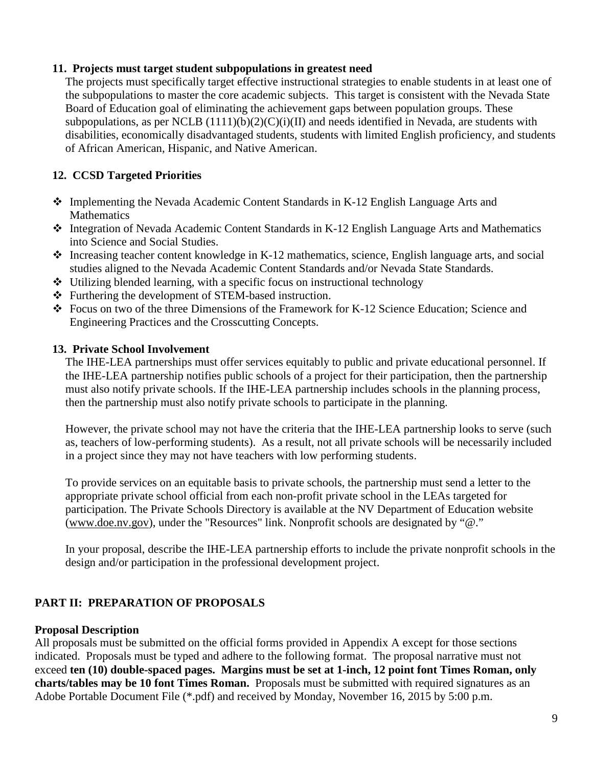### 11. Projects must target student subpopulations in greatest need

The projects must specifically target effective instructional strategies to enable students in at least one of the subpopulations to master the core academic subjects. This target is consistent with the Nevada State Board of Education goal of eliminating the achievement gaps between population groups. These subpopulations, as per NCLB (1111)(b)(2)(C)(i)(II) and needs identified in Nevada, are students with disabilities, economically disadvantaged students, students with limited English proficiency, and students of African American, Hispanic, and Native American.

### 12. CCSD Targeted Priorities

- Implementing the Nevada Academic Content Standards in K-12 English Language Arts and Mathematics
- Integration of Nevada Academic Content Standards in K-12 English Language Arts and Mathematics into Science and Social Studies.
- Increasing teacher content knowledge in K-12 mathematics, science, English language arts, and social studies aligned to the Nevada Academic Content Standards and/or Nevada State Standards.
- Utilizing blended learning, with a specific focus on instructional technology
- Furthering the development of STEM-based instruction.
- Focus on two of the three Dimensions of the Framework for K-12 Science Education; Science and Engineering Practices and the Crosscutting Concepts.

### 13. Private School Involvement

The IHE-LEA partnerships must offer services equitably to public and private educational personnel. If the IHE-LEA partnership notifies public schools of a project for their participation, then the partnership must also notify private schools. If the IHE-LEA partnership includes schools in the planning process, then the partnership must also notify private schools to participate in the planning.

However, the private school may not have the criteria that the IHE-LEA partnership looks to serve (such as, teachers of low-performing students). As a result, not all private schools will be necessarily included in a project since they may not have teachers with low performing students.

To provide services on an equitable basis to private schools, the partnership must send a letter to the appropriate private school official from each non-profit private school in the LEAs targeted for participation. The Private Schools Directory is available at the NV Department of Education website (www.doe.nv.gov), under the "Resources" link. Nonprofit schools are designated by "@."

In your proposal, describe the IHE-LEA partnership efforts to include the private nonprofit schools in the design and/or participation in the professional development project.

## PART II: PREPARATION OF PROPOSALS

### Proposal Description

All proposals must be submitted on the official forms provided in Appendix A except for those sections indicated. Proposals must be typed and adhere to the following format. The proposal narrative must not exceed **ten (10) double-spaced pages. Margins must be set at 1-inch, 12 point font Times Roman, only charts/tables may be 10 font Times Roman.** Proposals must be submitted with required signatures as an Adobe Portable Document File (*.pdf) and received by Monday, November 16, 2015 by 5:00 p.m.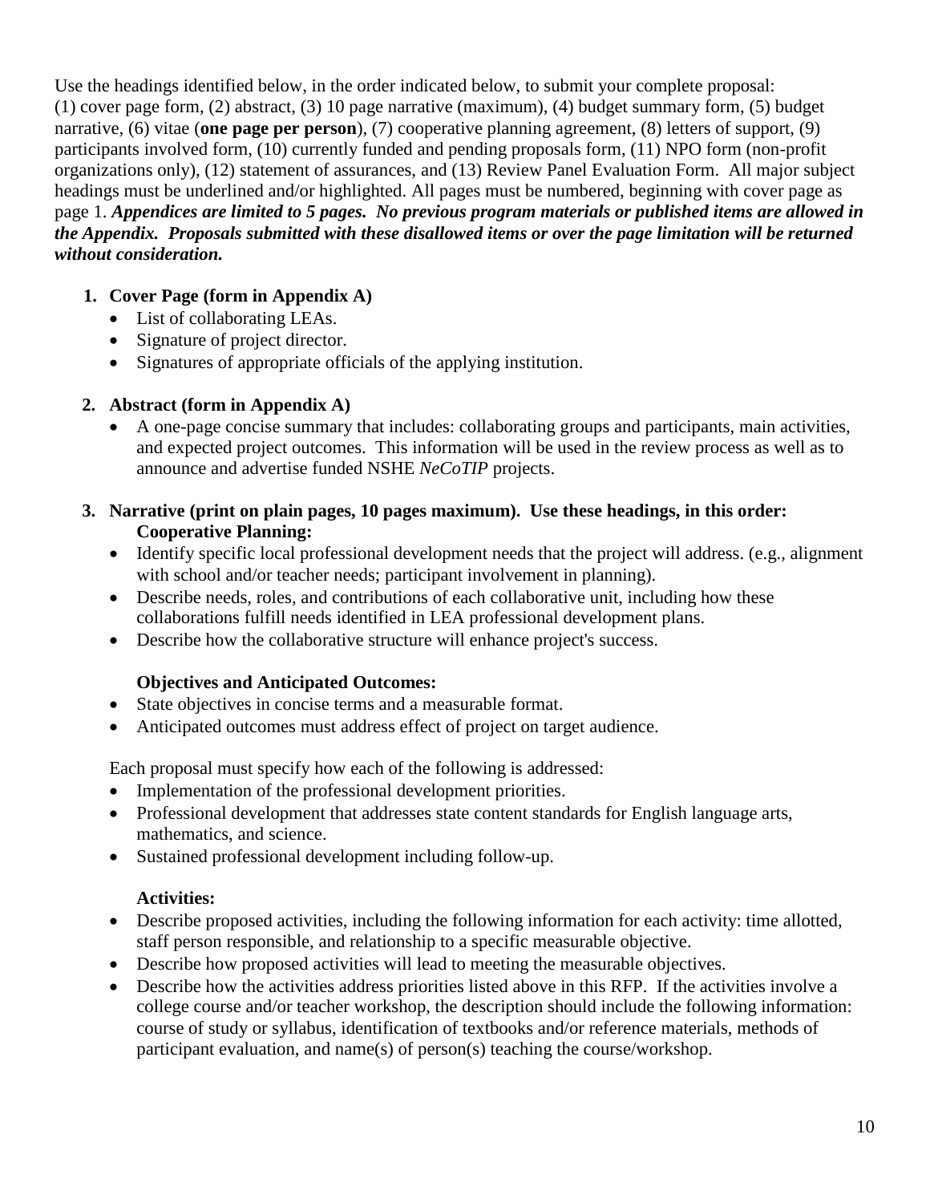Use the headings identified below, in the order indicated below, to submit your complete proposal: (1) cover page form, (2) abstract, (3) 10 page narrative (maximum), (4) budget summary form, (5) budget narrative, (6) vitae (**one page per person**), (7) cooperative planning agreement, (8) letters of support, (9) participants involved form, (10) currently funded and pending proposals form, (11) NPO form (non-profit organizations only), (12) statement of assurances, and (13) Review Panel Evaluation Form. All major subject headings must be underlined and/or highlighted. All pages must be numbered, beginning with cover page as page 1. ***Appendices are limited to 5 pages. No previous program materials or published items are allowed in the Appendix. Proposals submitted with these disallowed items or over the page limitation will be returned without consideration.***

1. **Cover Page (form in Appendix A)**
   - List of collaborating LEAs.
   - Signature of project director.
   - Signatures of appropriate officials of the applying institution.

2. **Abstract (form in Appendix A)**
   - A one-page concise summary that includes: collaborating groups and participants, main activities, and expected project outcomes. This information will be used in the review process as well as to announce and advertise funded NSHE *NeCoTIP* projects.

3. **Narrative (print on plain pages, 10 pages maximum). Use these headings, in this order:**

   **Cooperative Planning:**
   - Identify specific local professional development needs that the project will address. (e.g., alignment with school and/or teacher needs; participant involvement in planning).
   - Describe needs, roles, and contributions of each collaborative unit, including how these collaborations fulfill needs identified in LEA professional development plans.
   - Describe how the collaborative structure will enhance project's success.

   **Objectives and Anticipated Outcomes:**
   - State objectives in concise terms and a measurable format.
   - Anticipated outcomes must address effect of project on target audience.

   Each proposal must specify how each of the following is addressed:
   - Implementation of the professional development priorities.
   - Professional development that addresses state content standards for English language arts, mathematics, and science.
   - Sustained professional development including follow-up.

   **Activities:**
   - Describe proposed activities, including the following information for each activity: time allotted, staff person responsible, and relationship to a specific measurable objective.
   - Describe how proposed activities will lead to meeting the measurable objectives.
   - Describe how the activities address priorities listed above in this RFP. If the activities involve a college course and/or teacher workshop, the description should include the following information: course of study or syllabus, identification of textbooks and/or reference materials, methods of participant evaluation, and name(s) of person(s) teaching the course/workshop.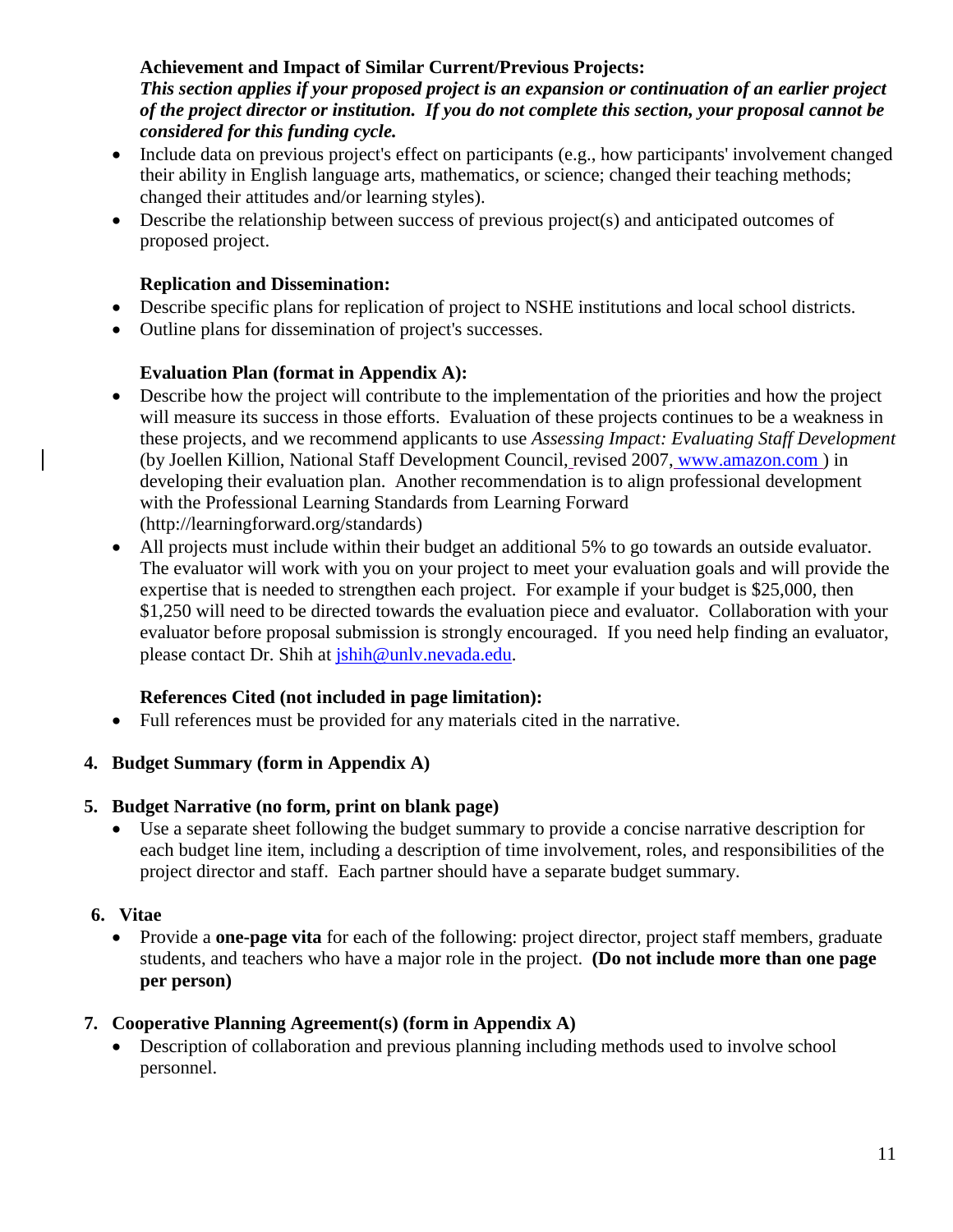**Achievement and Impact of Similar Current/Previous Projects:**
***This section applies if your proposed project is an expansion or continuation of an earlier project of the project director or institution. If you do not complete this section, your proposal cannot be considered for this funding cycle.***

- Include data on previous project's effect on participants (e.g., how participants' involvement changed their ability in English language arts, mathematics, or science; changed their teaching methods; changed their attitudes and/or learning styles).
- Describe the relationship between success of previous project(s) and anticipated outcomes of proposed project.

**Replication and Dissemination:**

- Describe specific plans for replication of project to NSHE institutions and local school districts.
- Outline plans for dissemination of project's successes.

**Evaluation Plan (format in Appendix A):**

- Describe how the project will contribute to the implementation of the priorities and how the project will measure its success in those efforts. Evaluation of these projects continues to be a weakness in these projects, and we recommend applicants to use *Assessing Impact: Evaluating Staff Development* (by Joellen Killion, National Staff Development Council, revised 2007, www.amazon.com ) in developing their evaluation plan. Another recommendation is to align professional development with the Professional Learning Standards from Learning Forward (http://learningforward.org/standards)
- All projects must include within their budget an additional 5% to go towards an outside evaluator. The evaluator will work with you on your project to meet your evaluation goals and will provide the expertise that is needed to strengthen each project. For example if your budget is $25,000, then $1,250 will need to be directed towards the evaluation piece and evaluator. Collaboration with your evaluator before proposal submission is strongly encouraged. If you need help finding an evaluator, please contact Dr. Shih at jshih@unlv.nevada.edu.

**References Cited (not included in page limitation):**

- Full references must be provided for any materials cited in the narrative.

4. **Budget Summary (form in Appendix A)**

5. **Budget Narrative (no form, print on blank page)**
   - Use a separate sheet following the budget summary to provide a concise narrative description for each budget line item, including a description of time involvement, roles, and responsibilities of the project director and staff. Each partner should have a separate budget summary.

6. **Vitae**
   - Provide a **one-page vita** for each of the following: project director, project staff members, graduate students, and teachers who have a major role in the project. **(Do not include more than one page per person)**

7. **Cooperative Planning Agreement(s) (form in Appendix A)**
   - Description of collaboration and previous planning including methods used to involve school personnel.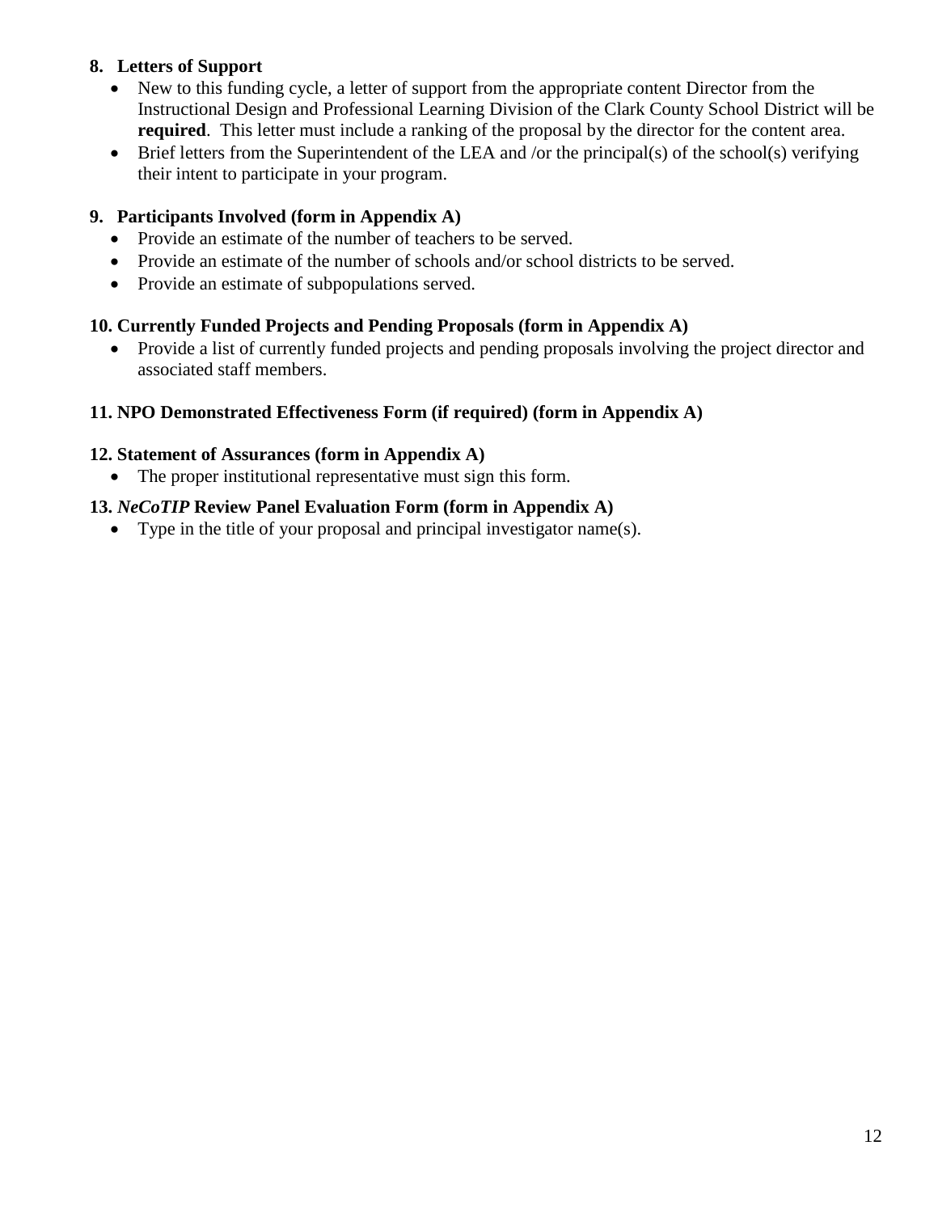**8. Letters of Support**

- New to this funding cycle, a letter of support from the appropriate content Director from the Instructional Design and Professional Learning Division of the Clark County School District will be **required**. This letter must include a ranking of the proposal by the director for the content area.
- Brief letters from the Superintendent of the LEA and /or the principal(s) of the school(s) verifying their intent to participate in your program.

**9. Participants Involved (form in Appendix A)**

- Provide an estimate of the number of teachers to be served.
- Provide an estimate of the number of schools and/or school districts to be served.
- Provide an estimate of subpopulations served.

**10. Currently Funded Projects and Pending Proposals (form in Appendix A)**

- Provide a list of currently funded projects and pending proposals involving the project director and associated staff members.

**11. NPO Demonstrated Effectiveness Form (if required) (form in Appendix A)**

**12. Statement of Assurances (form in Appendix A)**

- The proper institutional representative must sign this form.

**13. *NeCoTIP* Review Panel Evaluation Form (form in Appendix A)**

- Type in the title of your proposal and principal investigator name(s).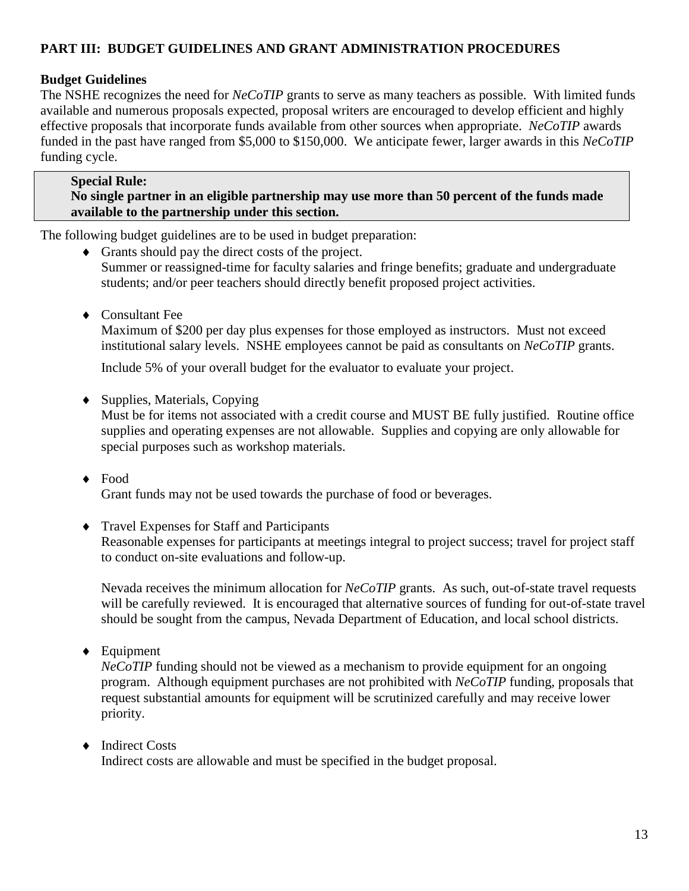## PART III: BUDGET GUIDELINES AND GRANT ADMINISTRATION PROCEDURES

### Budget Guidelines

The NSHE recognizes the need for *NeCoTIP* grants to serve as many teachers as possible. With limited funds available and numerous proposals expected, proposal writers are encouraged to develop efficient and highly effective proposals that incorporate funds available from other sources when appropriate. *NeCoTIP* awards funded in the past have ranged from $5,000 to $150,000. We anticipate fewer, larger awards in this *NeCoTIP* funding cycle.

> **Special Rule:**
> **No single partner in an eligible partnership may use more than 50 percent of the funds made available to the partnership under this section.**

The following budget guidelines are to be used in budget preparation:

- Grants should pay the direct costs of the project.
  Summer or reassigned-time for faculty salaries and fringe benefits; graduate and undergraduate students; and/or peer teachers should directly benefit proposed project activities.

- Consultant Fee
  Maximum of $200 per day plus expenses for those employed as instructors. Must not exceed institutional salary levels. NSHE employees cannot be paid as consultants on *NeCoTIP* grants.

  Include 5% of your overall budget for the evaluator to evaluate your project.

- Supplies, Materials, Copying
  Must be for items not associated with a credit course and MUST BE fully justified. Routine office supplies and operating expenses are not allowable. Supplies and copying are only allowable for special purposes such as workshop materials.

- Food
  Grant funds may not be used towards the purchase of food or beverages.

- Travel Expenses for Staff and Participants
  Reasonable expenses for participants at meetings integral to project success; travel for project staff to conduct on-site evaluations and follow-up.

  Nevada receives the minimum allocation for *NeCoTIP* grants. As such, out-of-state travel requests will be carefully reviewed. It is encouraged that alternative sources of funding for out-of-state travel should be sought from the campus, Nevada Department of Education, and local school districts.

- Equipment
  *NeCoTIP* funding should not be viewed as a mechanism to provide equipment for an ongoing program. Although equipment purchases are not prohibited with *NeCoTIP* funding, proposals that request substantial amounts for equipment will be scrutinized carefully and may receive lower priority.

- Indirect Costs
  Indirect costs are allowable and must be specified in the budget proposal.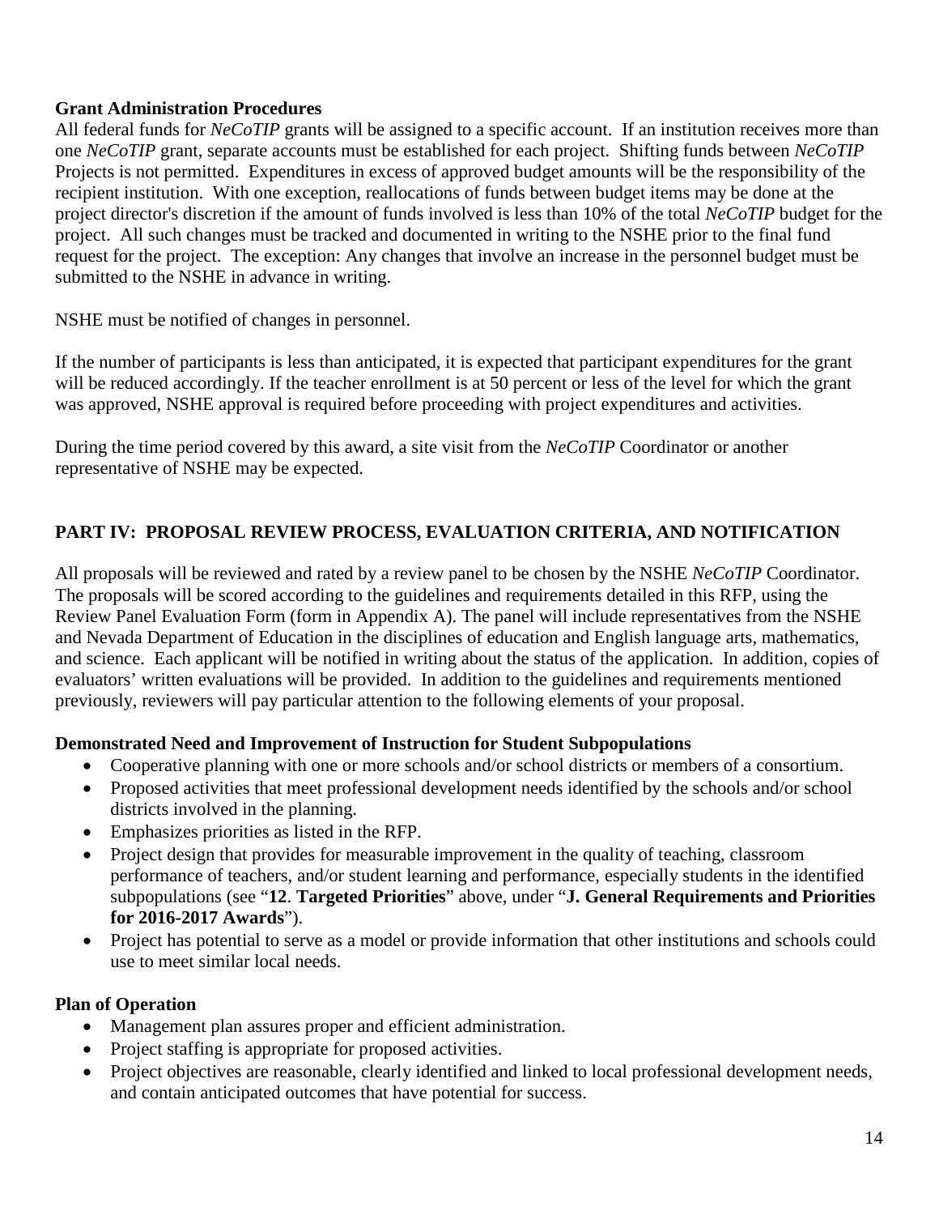**Grant Administration Procedures**

All federal funds for *NeCoTIP* grants will be assigned to a specific account. If an institution receives more than one *NeCoTIP* grant, separate accounts must be established for each project. Shifting funds between *NeCoTIP* Projects is not permitted. Expenditures in excess of approved budget amounts will be the responsibility of the recipient institution. With one exception, reallocations of funds between budget items may be done at the project director's discretion if the amount of funds involved is less than 10% of the total *NeCoTIP* budget for the project. All such changes must be tracked and documented in writing to the NSHE prior to the final fund request for the project. The exception: Any changes that involve an increase in the personnel budget must be submitted to the NSHE in advance in writing.

NSHE must be notified of changes in personnel.

If the number of participants is less than anticipated, it is expected that participant expenditures for the grant will be reduced accordingly. If the teacher enrollment is at 50 percent or less of the level for which the grant was approved, NSHE approval is required before proceeding with project expenditures and activities.

During the time period covered by this award, a site visit from the *NeCoTIP* Coordinator or another representative of NSHE may be expected.

## PART IV: PROPOSAL REVIEW PROCESS, EVALUATION CRITERIA, AND NOTIFICATION

All proposals will be reviewed and rated by a review panel to be chosen by the NSHE *NeCoTIP* Coordinator. The proposals will be scored according to the guidelines and requirements detailed in this RFP, using the Review Panel Evaluation Form (form in Appendix A). The panel will include representatives from the NSHE and Nevada Department of Education in the disciplines of education and English language arts, mathematics, and science. Each applicant will be notified in writing about the status of the application. In addition, copies of evaluators' written evaluations will be provided. In addition to the guidelines and requirements mentioned previously, reviewers will pay particular attention to the following elements of your proposal.

**Demonstrated Need and Improvement of Instruction for Student Subpopulations**

- Cooperative planning with one or more schools and/or school districts or members of a consortium.
- Proposed activities that meet professional development needs identified by the schools and/or school districts involved in the planning.
- Emphasizes priorities as listed in the RFP.
- Project design that provides for measurable improvement in the quality of teaching, classroom performance of teachers, and/or student learning and performance, especially students in the identified subpopulations (see "**12**. **Targeted Priorities**" above, under "**J. General Requirements and Priorities for 2016-2017 Awards**").
- Project has potential to serve as a model or provide information that other institutions and schools could use to meet similar local needs.

**Plan of Operation**

- Management plan assures proper and efficient administration.
- Project staffing is appropriate for proposed activities.
- Project objectives are reasonable, clearly identified and linked to local professional development needs, and contain anticipated outcomes that have potential for success.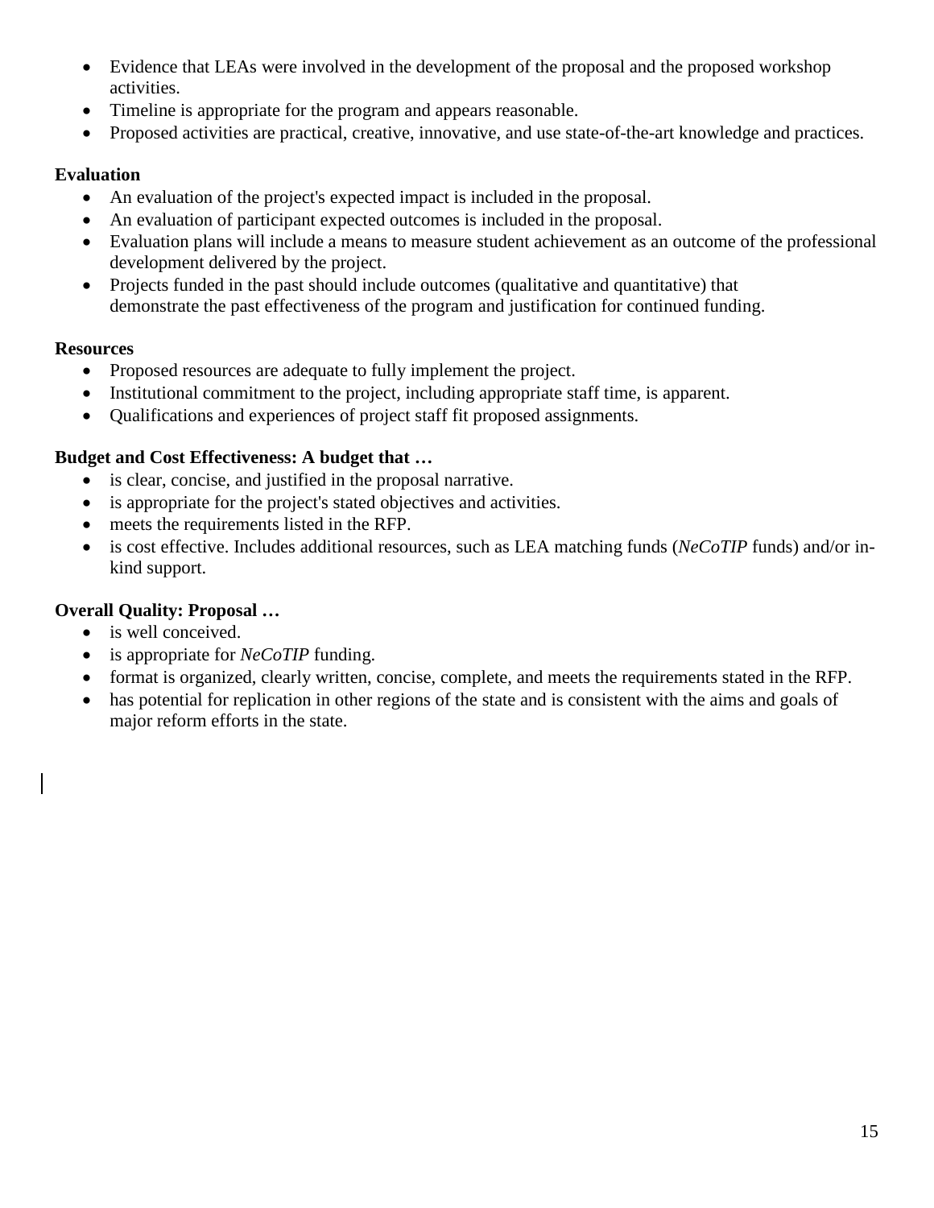- Evidence that LEAs were involved in the development of the proposal and the proposed workshop activities.
- Timeline is appropriate for the program and appears reasonable.
- Proposed activities are practical, creative, innovative, and use state-of-the-art knowledge and practices.

**Evaluation**

- An evaluation of the project's expected impact is included in the proposal.
- An evaluation of participant expected outcomes is included in the proposal.
- Evaluation plans will include a means to measure student achievement as an outcome of the professional development delivered by the project.
- Projects funded in the past should include outcomes (qualitative and quantitative) that demonstrate the past effectiveness of the program and justification for continued funding.

**Resources**

- Proposed resources are adequate to fully implement the project.
- Institutional commitment to the project, including appropriate staff time, is apparent.
- Qualifications and experiences of project staff fit proposed assignments.

**Budget and Cost Effectiveness: A budget that …**

- is clear, concise, and justified in the proposal narrative.
- is appropriate for the project's stated objectives and activities.
- meets the requirements listed in the RFP.
- is cost effective. Includes additional resources, such as LEA matching funds (*NeCoTIP* funds) and/or in-kind support.

**Overall Quality: Proposal …**

- is well conceived.
- is appropriate for *NeCoTIP* funding.
- format is organized, clearly written, concise, complete, and meets the requirements stated in the RFP.
- has potential for replication in other regions of the state and is consistent with the aims and goals of major reform efforts in the state.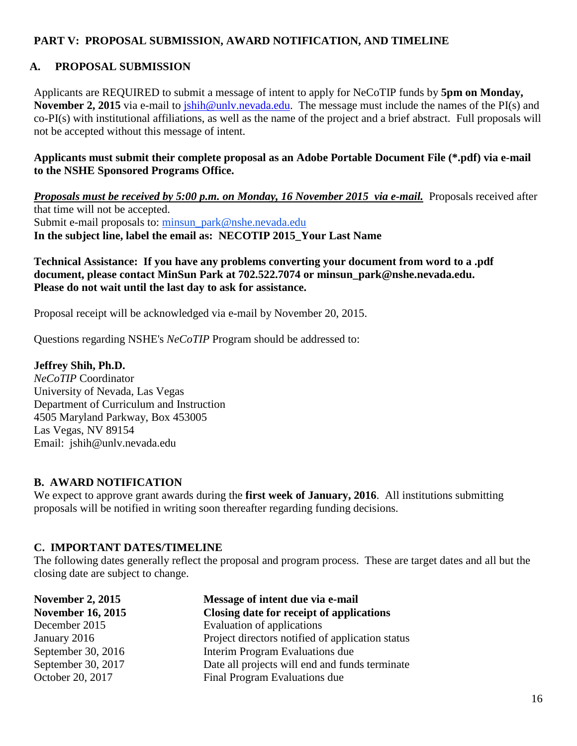## PART V: PROPOSAL SUBMISSION, AWARD NOTIFICATION, AND TIMELINE

### A. PROPOSAL SUBMISSION

Applicants are REQUIRED to submit a message of intent to apply for NeCoTIP funds by **5pm on Monday, November 2, 2015** via e-mail to jshih@unlv.nevada.edu. The message must include the names of the PI(s) and co-PI(s) with institutional affiliations, as well as the name of the project and a brief abstract. Full proposals will not be accepted without this message of intent.

**Applicants must submit their complete proposal as an Adobe Portable Document File (*.pdf) via e-mail to the NSHE Sponsored Programs Office.**

***Proposals must be received by 5:00 p.m. on Monday, 16 November 2015 via e-mail.*** Proposals received after that time will not be accepted.
Submit e-mail proposals to: minsun_park@nshe.nevada.edu
**In the subject line, label the email as: NECOTIP 2015_Your Last Name**

**Technical Assistance: If you have any problems converting your document from word to a .pdf document, please contact MinSun Park at 702.522.7074 or minsun_park@nshe.nevada.edu. Please do not wait until the last day to ask for assistance.**

Proposal receipt will be acknowledged via e-mail by November 20, 2015.

Questions regarding NSHE's *NeCoTIP* Program should be addressed to:

**Jeffrey Shih, Ph.D.**
*NeCoTIP* Coordinator
University of Nevada, Las Vegas
Department of Curriculum and Instruction
4505 Maryland Parkway, Box 453005
Las Vegas, NV 89154
Email: jshih@unlv.nevada.edu

### B. AWARD NOTIFICATION

We expect to approve grant awards during the **first week of January, 2016**. All institutions submitting proposals will be notified in writing soon thereafter regarding funding decisions.

### C. IMPORTANT DATES/TIMELINE

The following dates generally reflect the proposal and program process. These are target dates and all but the closing date are subject to change.

| | |
|---|---|
| **November 2, 2015** | **Message of intent due via e-mail** |
| **November 16, 2015** | **Closing date for receipt of applications** |
| December 2015 | Evaluation of applications |
| January 2016 | Project directors notified of application status |
| September 30, 2016 | Interim Program Evaluations due |
| September 30, 2017 | Date all projects will end and funds terminate |
| October 20, 2017 | Final Program Evaluations due |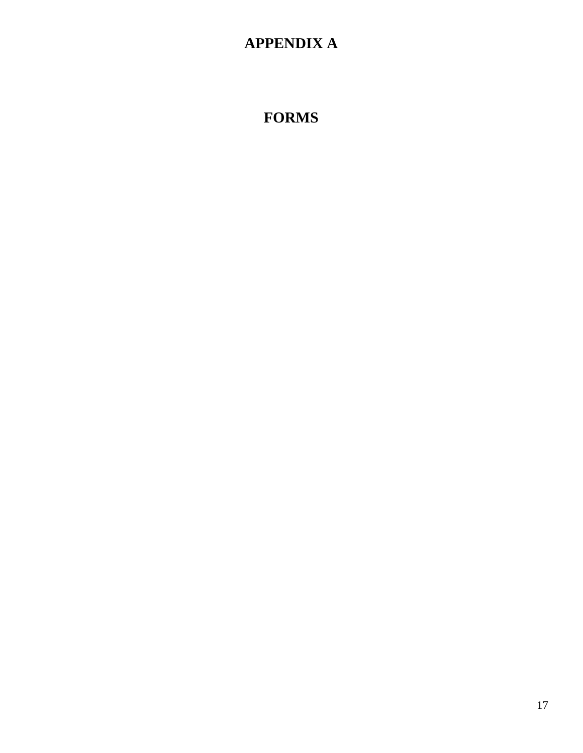# APPENDIX A

# FORMS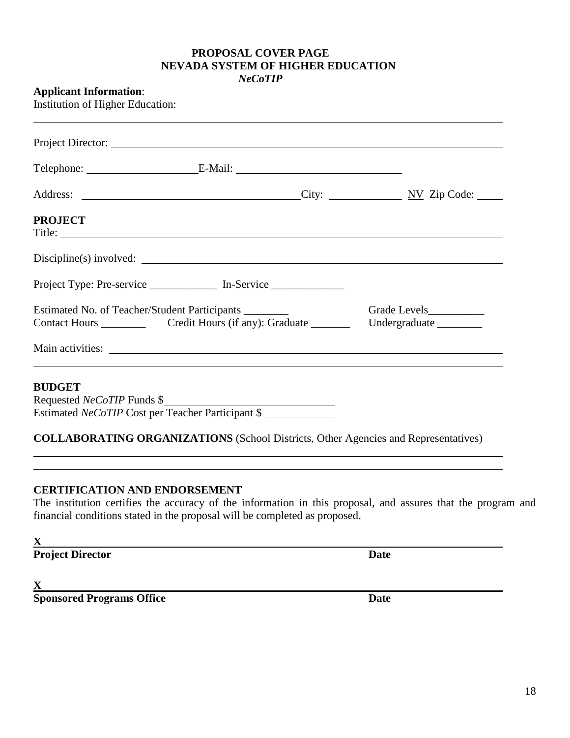**PROPOSAL COVER PAGE**
**NEVADA SYSTEM OF HIGHER EDUCATION**
***NeCoTIP***

**Applicant Information**:
Institution of Higher Education: ______________________________________________

Project Director: ______________________________________________

Telephone: ____________________ E-Mail: ______________________________

Address: ______________________________________ City: _____________ NV Zip Code: _____

**PROJECT**
Title: ______________________________________________

Discipline(s) involved: ______________________________________________

Project Type: Pre-service ____________ In-Service _____________

Estimated No. of Teacher/Student Participants ________ Grade Levels__________
Contact Hours ________ Credit Hours (if any): Graduate _______ Undergraduate ________

Main activities: ______________________________________________

**BUDGET**
Requested *NeCoTIP* Funds $______________________________
Estimated *NeCoTIP* Cost per Teacher Participant $ ____________

**COLLABORATING ORGANIZATIONS** (School Districts, Other Agencies and Representatives)

______________________________________________

**CERTIFICATION AND ENDORSEMENT**
The institution certifies the accuracy of the information in this proposal, and assures that the program and financial conditions stated in the proposal will be completed as proposed.

**X** ______________________________________________
**Project Director** **Date**

**X** ______________________________________________
**Sponsored Programs Office** **Date**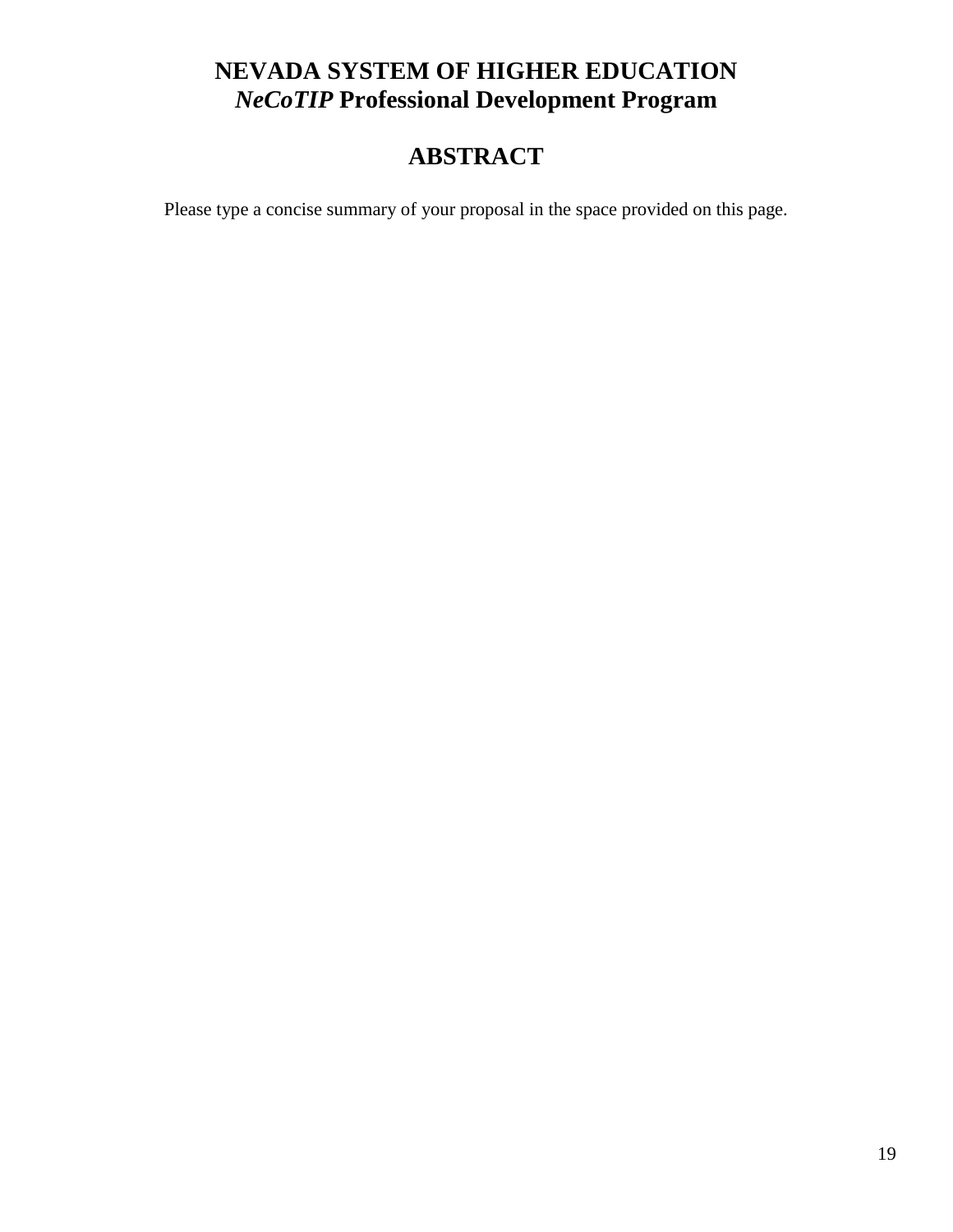# NEVADA SYSTEM OF HIGHER EDUCATION
## *NeCoTIP* Professional Development Program

## ABSTRACT

Please type a concise summary of your proposal in the space provided on this page.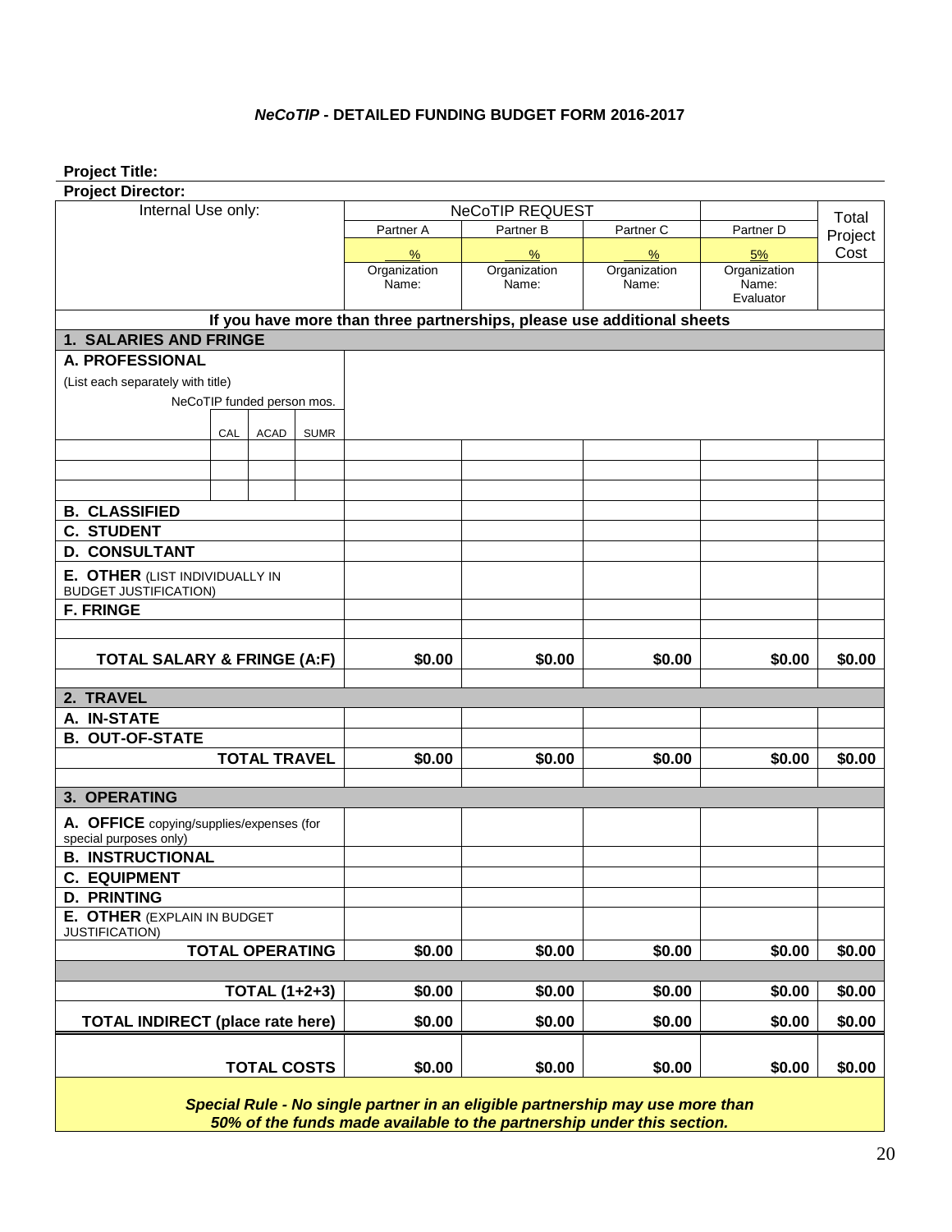### *NeCoTIP* - DETAILED FUNDING BUDGET FORM 2016-2017

**Project Title:**

**Project Director:**

| Internal Use only: | | | | NeCoTIP REQUEST | | | | Total Project Cost |
|---|---|---|---|---|---|---|---|---|
| | | | | Partner A | Partner B | Partner C | Partner D | |
| | | | | ___% | ___% | ___% | 5% | |
| | | | | Organization Name: | Organization Name: | Organization Name: | Organization Name: Evaluator | |
| **If you have more than three partnerships, please use additional sheets** | | | | | | | | |
| **1. SALARIES AND FRINGE** | | | | | | | | |
| **A. PROFESSIONAL** | | | | | | | | |
| (List each separately with title) | | | | | | | | |
| | NeCoTIP funded person mos. | | | | | | | |
| | CAL | ACAD | SUMR | | | | | |
| | | | | | | | | |
| | | | | | | | | |
| | | | | | | | | |
| **B. CLASSIFIED** | | | | | | | | |
| **C. STUDENT** | | | | | | | | |
| **D. CONSULTANT** | | | | | | | | |
| **E. OTHER** (LIST INDIVIDUALLY IN BUDGET JUSTIFICATION) | | | | | | | | |
| **F. FRINGE** | | | | | | | | |
| | | | | | | | | |
| **TOTAL SALARY & FRINGE (A:F)** | | | | **$0.00** | **$0.00** | **$0.00** | **$0.00** | **$0.00** |
| | | | | | | | | |
| **2. TRAVEL** | | | | | | | | |
| **A. IN-STATE** | | | | | | | | |
| **B. OUT-OF-STATE** | | | | | | | | |
| **TOTAL TRAVEL** | | | | **$0.00** | **$0.00** | **$0.00** | **$0.00** | **$0.00** |
| | | | | | | | | |
| **3. OPERATING** | | | | | | | | |
| **A. OFFICE** copying/supplies/expenses (for special purposes only) | | | | | | | | |
| **B. INSTRUCTIONAL** | | | | | | | | |
| **C. EQUIPMENT** | | | | | | | | |
| **D. PRINTING** | | | | | | | | |
| **E. OTHER** (EXPLAIN IN BUDGET JUSTIFICATION) | | | | | | | | |
| **TOTAL OPERATING** | | | | **$0.00** | **$0.00** | **$0.00** | **$0.00** | **$0.00** |
| | | | | | | | | |
| **TOTAL (1+2+3)** | | | | **$0.00** | **$0.00** | **$0.00** | **$0.00** | **$0.00** |
| **TOTAL INDIRECT (place rate here)** | | | | **$0.00** | **$0.00** | **$0.00** | **$0.00** | **$0.00** |
| **TOTAL COSTS** | | | | **$0.00** | **$0.00** | **$0.00** | **$0.00** | **$0.00** |

***Special Rule - No single partner in an eligible partnership may use more than 50% of the funds made available to the partnership under this section.***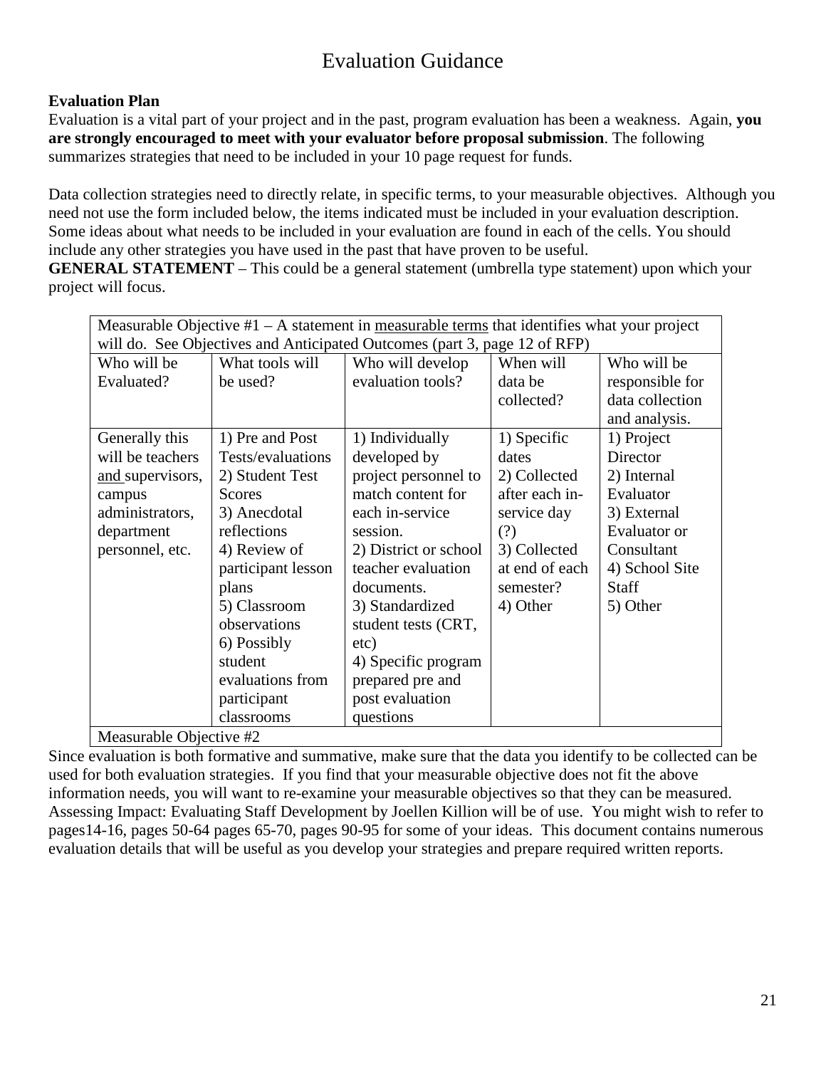# Evaluation Guidance

**Evaluation Plan**

Evaluation is a vital part of your project and in the past, program evaluation has been a weakness. Again, **you are strongly encouraged to meet with your evaluator before proposal submission**. The following summarizes strategies that need to be included in your 10 page request for funds.

Data collection strategies need to directly relate, in specific terms, to your measurable objectives. Although you need not use the form included below, the items indicated must be included in your evaluation description. Some ideas about what needs to be included in your evaluation are found in each of the cells. You should include any other strategies you have used in the past that have proven to be useful.

**GENERAL STATEMENT** – This could be a general statement (umbrella type statement) upon which your project will focus.

| Measurable Objective #1 – A statement in measurable terms that identifies what your project will do. See Objectives and Anticipated Outcomes (part 3, page 12 of RFP) | | | | |
|---|---|---|---|---|
| Who will be Evaluated? | What tools will be used? | Who will develop evaluation tools? | When will data be collected? | Who will be responsible for data collection and analysis. |
| Generally this will be teachers and supervisors, campus administrators, department personnel, etc. | 1) Pre and Post Tests/evaluations<br>2) Student Test Scores<br>3) Anecdotal reflections<br>4) Review of participant lesson plans<br>5) Classroom observations<br>6) Possibly student evaluations from participant classrooms | 1) Individually developed by project personnel to match content for each in-service session.<br>2) District or school teacher evaluation documents.<br>3) Standardized student tests (CRT, etc)<br>4) Specific program prepared pre and post evaluation questions | 1) Specific dates<br>2) Collected after each in-service day (?)<br>3) Collected at end of each semester?<br>4) Other | 1) Project Director<br>2) Internal Evaluator<br>3) External Evaluator or Consultant<br>4) School Site Staff<br>5) Other |
| Measurable Objective #2 | | | | |

Since evaluation is both formative and summative, make sure that the data you identify to be collected can be used for both evaluation strategies. If you find that your measurable objective does not fit the above information needs, you will want to re-examine your measurable objectives so that they can be measured. Assessing Impact: Evaluating Staff Development by Joellen Killion will be of use. You might wish to refer to pages14-16, pages 50-64 pages 65-70, pages 90-95 for some of your ideas. This document contains numerous evaluation details that will be useful as you develop your strategies and prepare required written reports.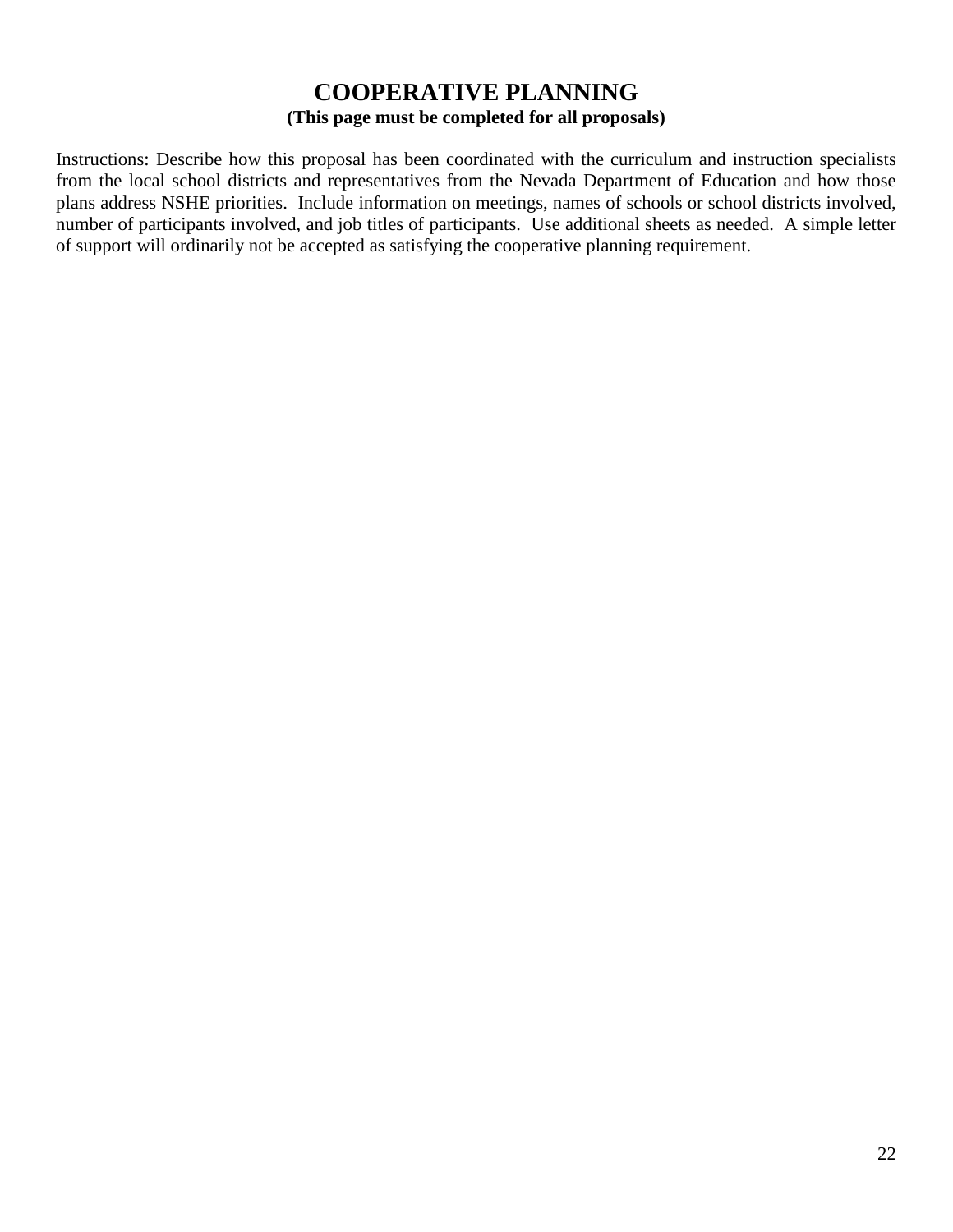# COOPERATIVE PLANNING

**(This page must be completed for all proposals)**

Instructions: Describe how this proposal has been coordinated with the curriculum and instruction specialists from the local school districts and representatives from the Nevada Department of Education and how those plans address NSHE priorities. Include information on meetings, names of schools or school districts involved, number of participants involved, and job titles of participants. Use additional sheets as needed. A simple letter of support will ordinarily not be accepted as satisfying the cooperative planning requirement.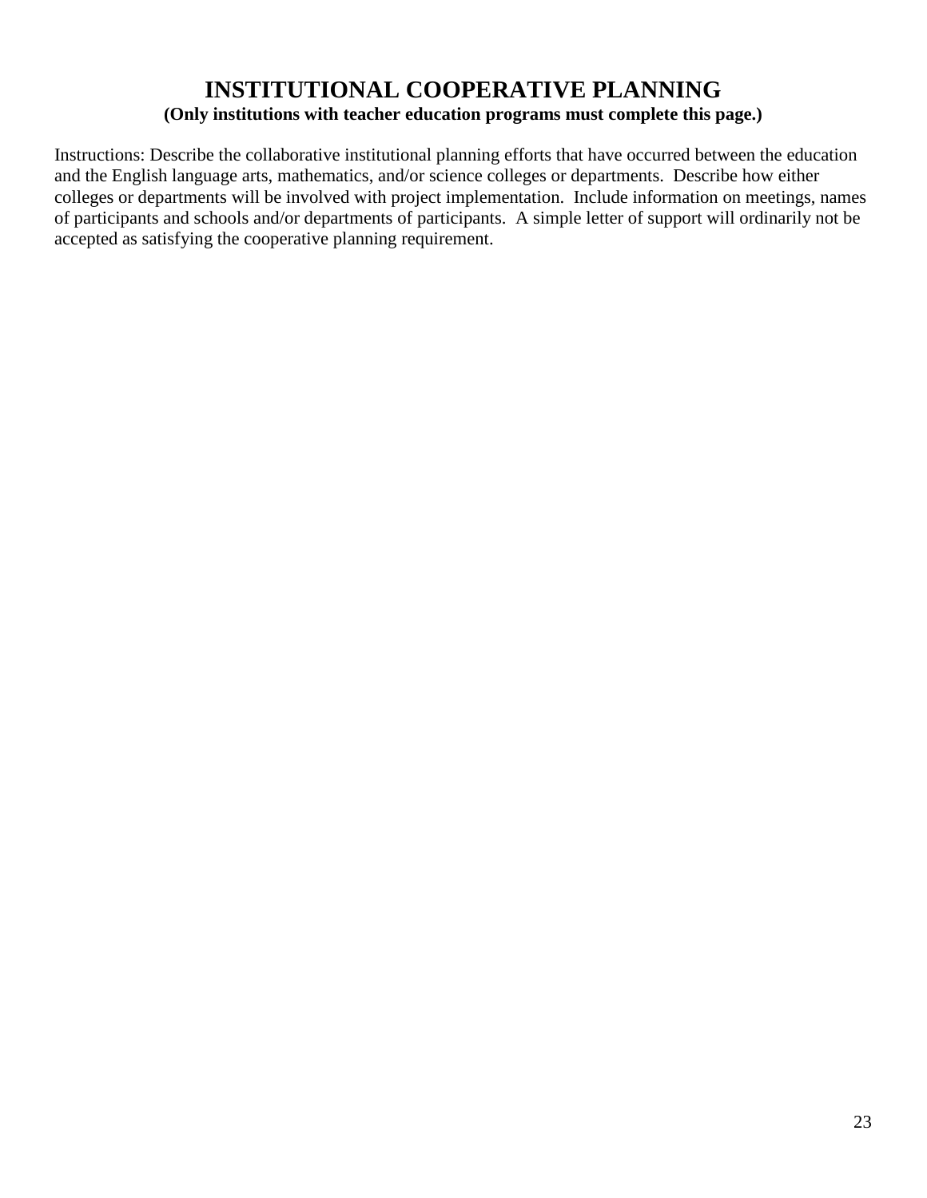# INSTITUTIONAL COOPERATIVE PLANNING

**(Only institutions with teacher education programs must complete this page.)**

Instructions: Describe the collaborative institutional planning efforts that have occurred between the education and the English language arts, mathematics, and/or science colleges or departments. Describe how either colleges or departments will be involved with project implementation. Include information on meetings, names of participants and schools and/or departments of participants. A simple letter of support will ordinarily not be accepted as satisfying the cooperative planning requirement.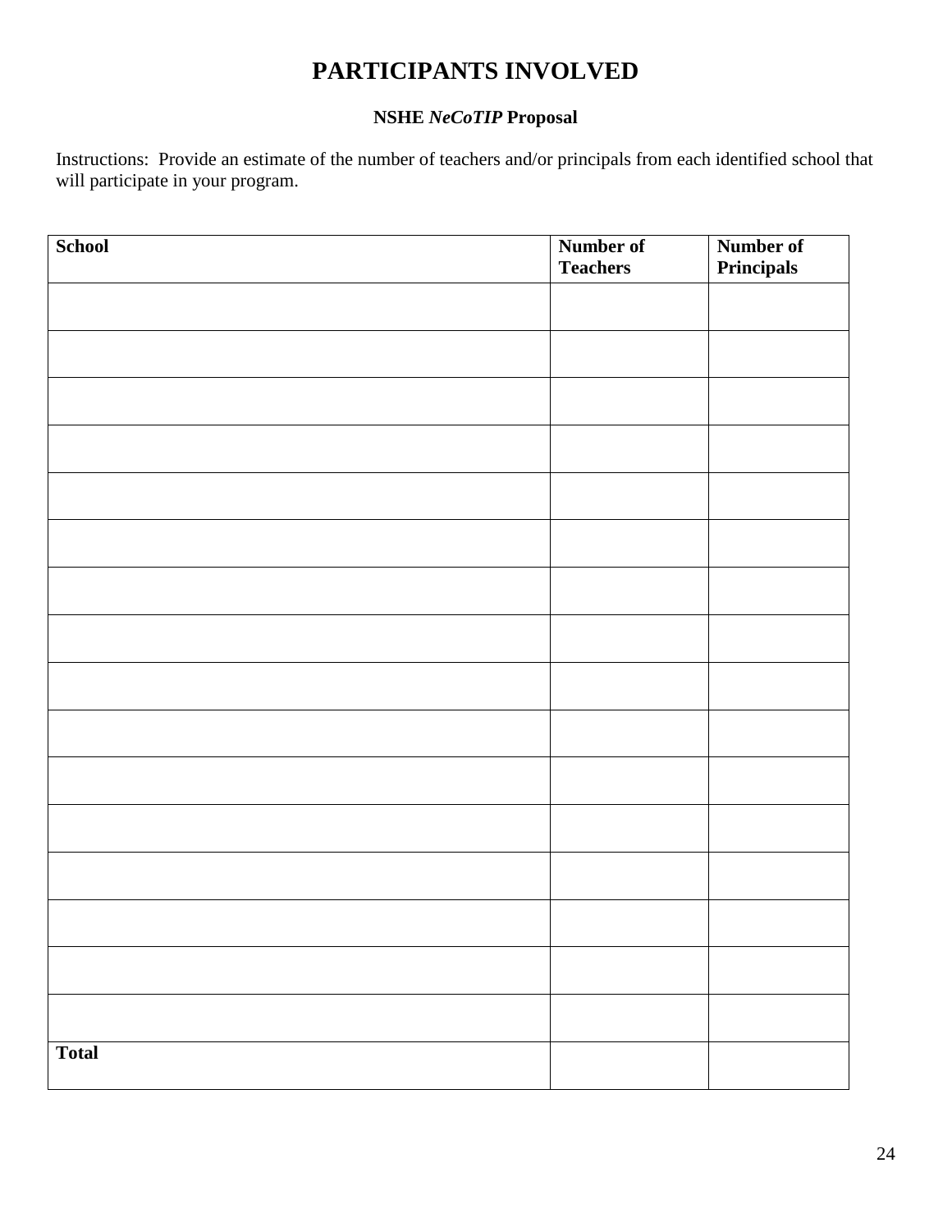# PARTICIPANTS INVOLVED

**NSHE *NeCoTIP* Proposal**

Instructions: Provide an estimate of the number of teachers and/or principals from each identified school that will participate in your program.

| School | Number of Teachers | Number of Principals |
|---|---|---|
| | | |
| | | |
| | | |
| | | |
| | | |
| | | |
| | | |
| | | |
| | | |
| | | |
| | | |
| | | |
| | | |
| | | |
| | | |
| | | |
| **Total** | | |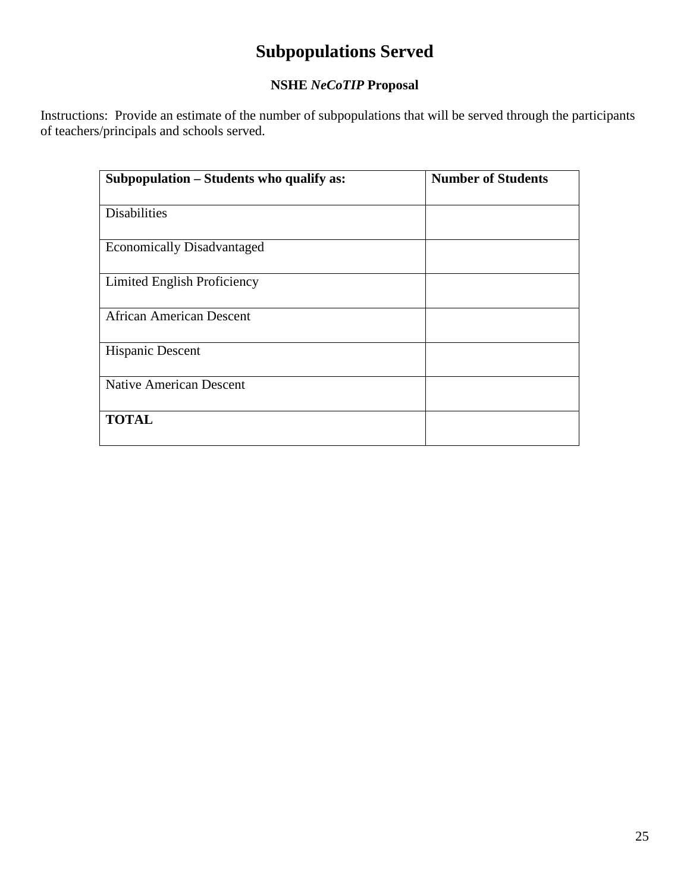# Subpopulations Served

### NSHE *NeCoTIP* Proposal

Instructions: Provide an estimate of the number of subpopulations that will be served through the participants of teachers/principals and schools served.

| **Subpopulation – Students who qualify as:** | **Number of Students** |
|---|---|
| Disabilities | |
| Economically Disadvantaged | |
| Limited English Proficiency | |
| African American Descent | |
| Hispanic Descent | |
| Native American Descent | |
| **TOTAL** | |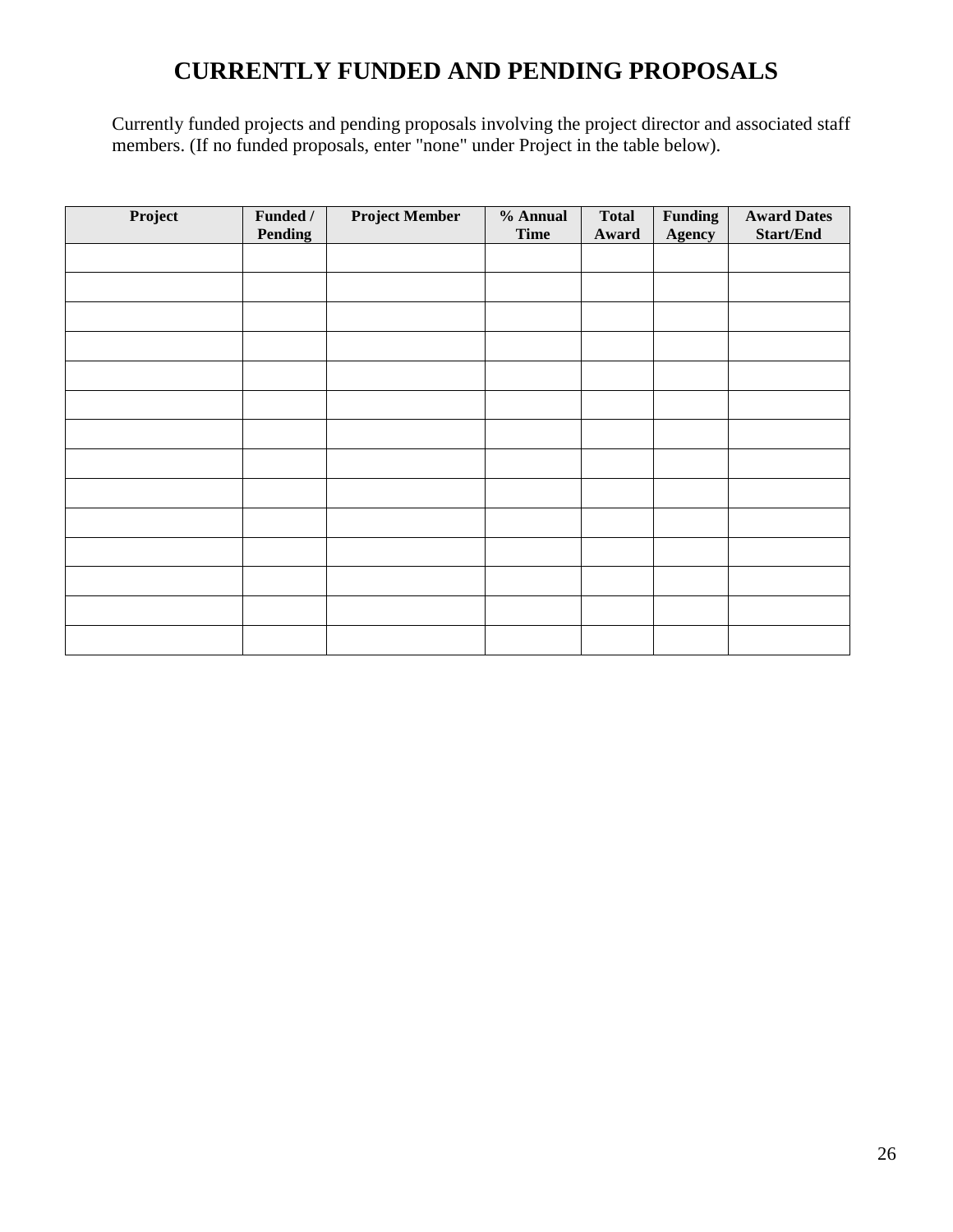# CURRENTLY FUNDED AND PENDING PROPOSALS

Currently funded projects and pending proposals involving the project director and associated staff members. (If no funded proposals, enter "none" under Project in the table below).

| Project | Funded / Pending | Project Member | % Annual Time | Total Award | Funding Agency | Award Dates Start/End |
|---|---|---|---|---|---|---|
| | | | | | | |
| | | | | | | |
| | | | | | | |
| | | | | | | |
| | | | | | | |
| | | | | | | |
| | | | | | | |
| | | | | | | |
| | | | | | | |
| | | | | | | |
| | | | | | | |
| | | | | | | |
| | | | | | | |
| | | | | | | |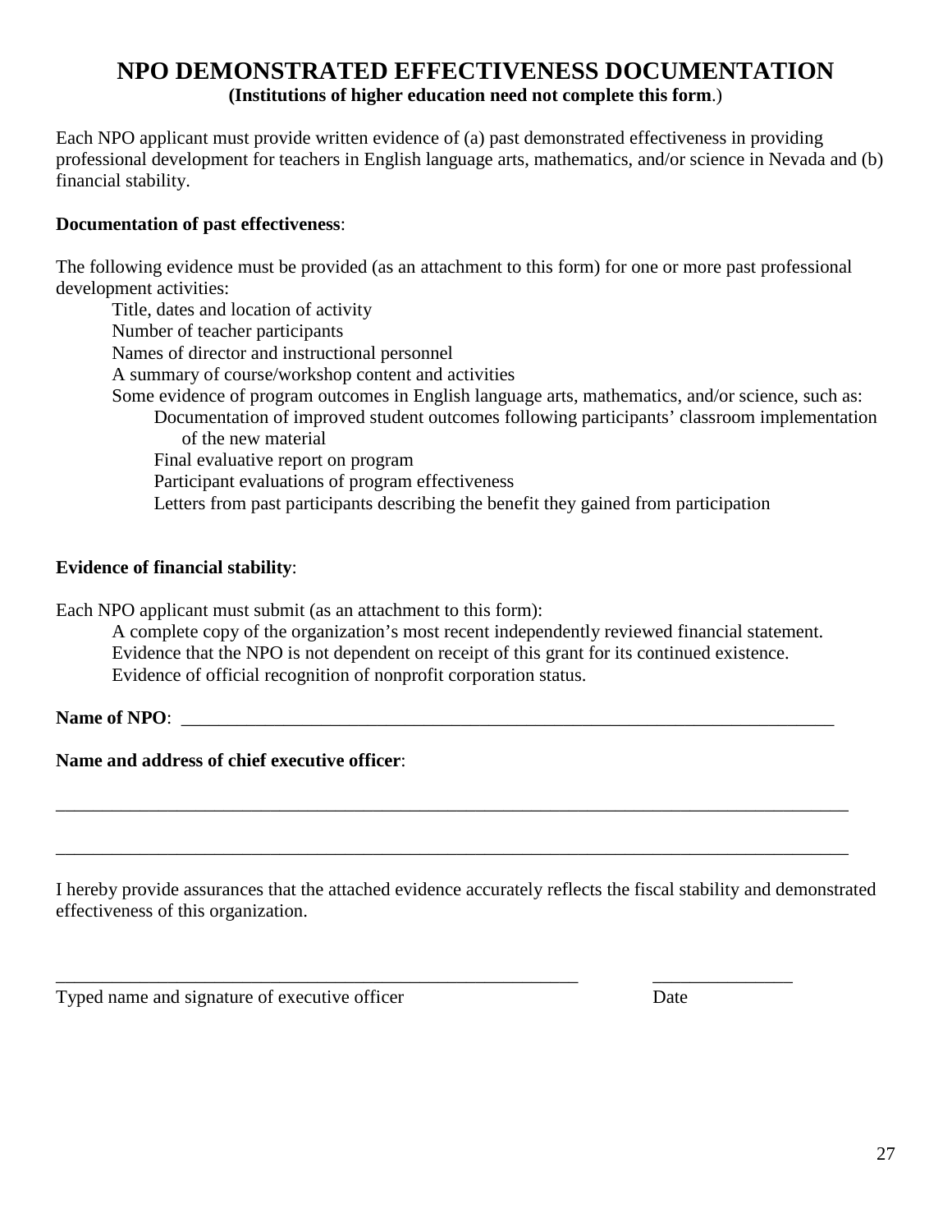# NPO DEMONSTRATED EFFECTIVENESS DOCUMENTATION

**(Institutions of higher education need not complete this form**.)

Each NPO applicant must provide written evidence of (a) past demonstrated effectiveness in providing professional development for teachers in English language arts, mathematics, and/or science in Nevada and (b) financial stability.

**Documentation of past effectiveness**:

The following evidence must be provided (as an attachment to this form) for one or more past professional development activities:

- Title, dates and location of activity
- Number of teacher participants
- Names of director and instructional personnel
- A summary of course/workshop content and activities
- Some evidence of program outcomes in English language arts, mathematics, and/or science, such as:
  - Documentation of improved student outcomes following participants' classroom implementation of the new material
  - Final evaluative report on program
  - Participant evaluations of program effectiveness
  - Letters from past participants describing the benefit they gained from participation

**Evidence of financial stability**:

Each NPO applicant must submit (as an attachment to this form):

- A complete copy of the organization's most recent independently reviewed financial statement.
- Evidence that the NPO is not dependent on receipt of this grant for its continued existence.
- Evidence of official recognition of nonprofit corporation status.

**Name of NPO**: ___________________________________________________________________________

**Name and address of chief executive officer**:

___________________________________________________________________________________________

___________________________________________________________________________________________

I hereby provide assurances that the attached evidence accurately reflects the fiscal stability and demonstrated effectiveness of this organization.

____________________________________________________________          _______________

Typed name and signature of executive officer                                        Date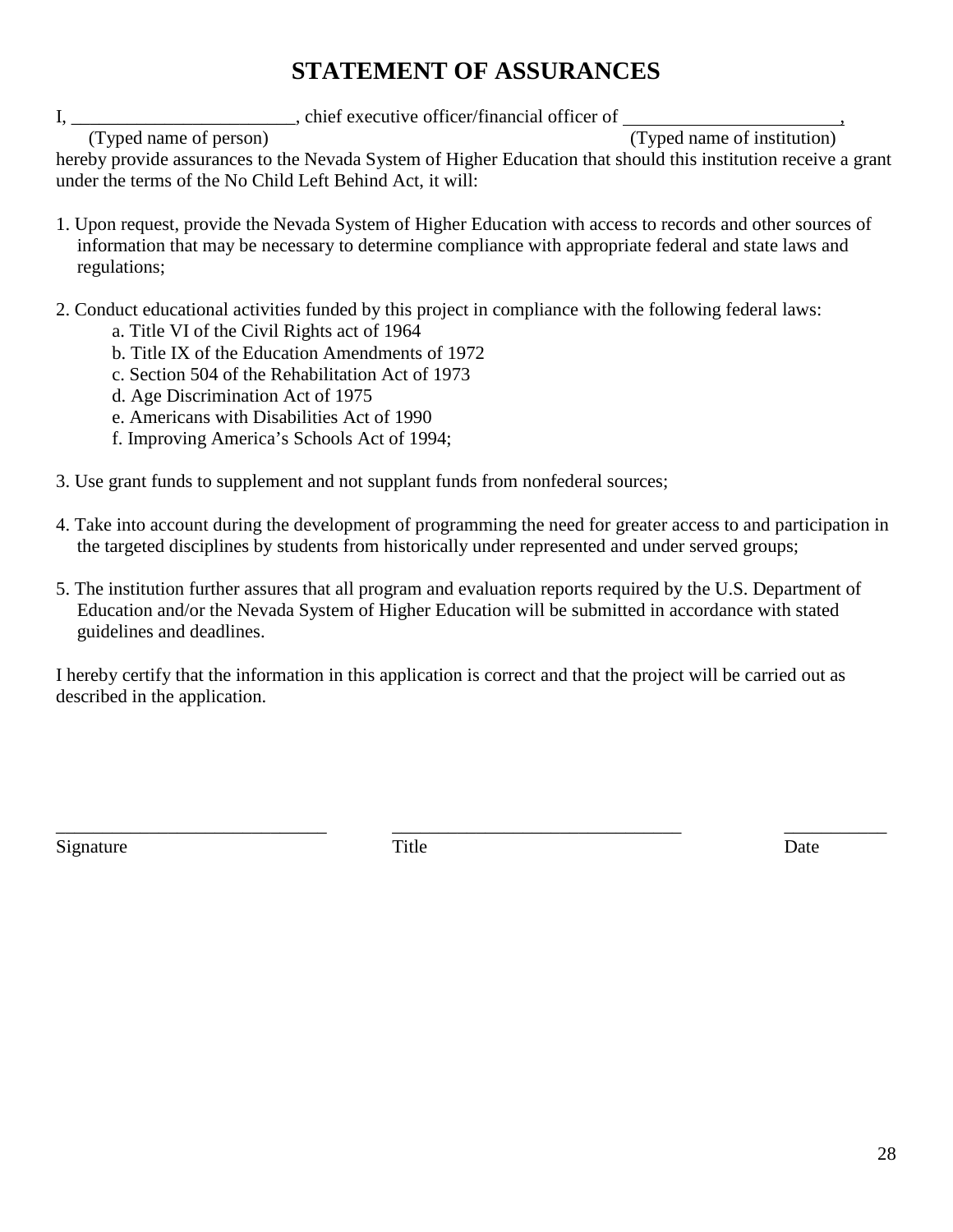# STATEMENT OF ASSURANCES

I, ________________________, chief executive officer/financial officer of ______________________,
(Typed name of person) (Typed name of institution)
hereby provide assurances to the Nevada System of Higher Education that should this institution receive a grant under the terms of the No Child Left Behind Act, it will:

1. Upon request, provide the Nevada System of Higher Education with access to records and other sources of information that may be necessary to determine compliance with appropriate federal and state laws and regulations;

2. Conduct educational activities funded by this project in compliance with the following federal laws:
   a. Title VI of the Civil Rights act of 1964
   b. Title IX of the Education Amendments of 1972
   c. Section 504 of the Rehabilitation Act of 1973
   d. Age Discrimination Act of 1975
   e. Americans with Disabilities Act of 1990
   f. Improving America's Schools Act of 1994;

3. Use grant funds to supplement and not supplant funds from nonfederal sources;

4. Take into account during the development of programming the need for greater access to and participation in the targeted disciplines by students from historically under represented and under served groups;

5. The institution further assures that all program and evaluation reports required by the U.S. Department of Education and/or the Nevada System of Higher Education will be submitted in accordance with stated guidelines and deadlines.

I hereby certify that the information in this application is correct and that the project will be carried out as described in the application.

_____________________________ _______________________________ ___________
Signature Title Date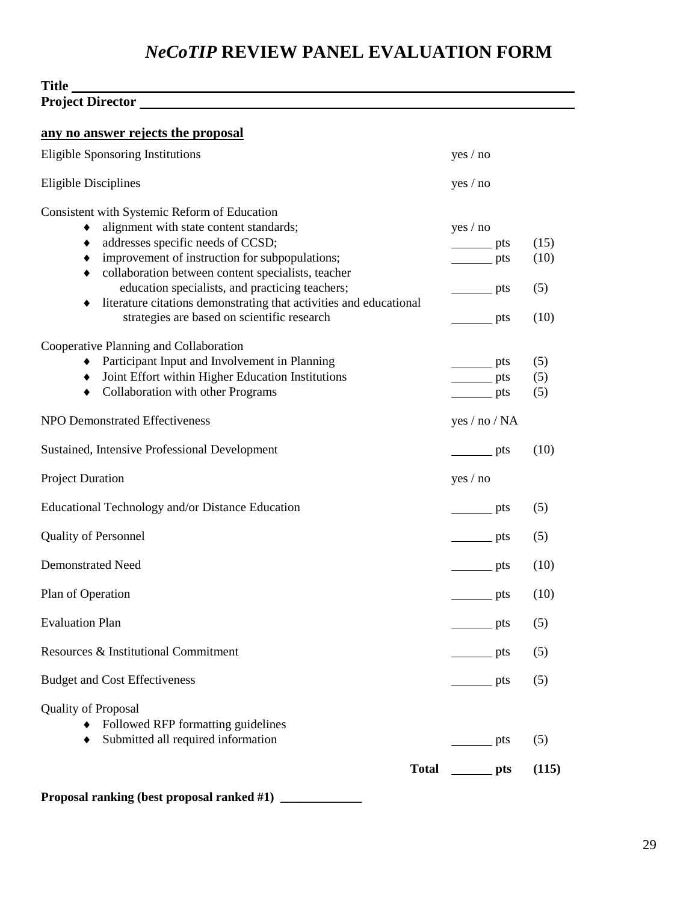# *NeCoTIP* REVIEW PANEL EVALUATION FORM

**Title** ______________________________________________

**Project Director** ______________________________________________

**<u>any no answer rejects the proposal</u>**

| Criteria | Rating | Max |
|---|---|---|
| Eligible Sponsoring Institutions | yes / no | |
| Eligible Disciplines | yes / no | |
| Consistent with Systemic Reform of Education | | |
| ♦ alignment with state content standards; | yes / no | |
| ♦ addresses specific needs of CCSD; | ______ pts | (15) |
| ♦ improvement of instruction for subpopulations; | ______ pts | (10) |
| ♦ collaboration between content specialists, teacher education specialists, and practicing teachers; | ______ pts | (5) |
| ♦ literature citations demonstrating that activities and educational strategies are based on scientific research | ______ pts | (10) |
| Cooperative Planning and Collaboration | | |
| ♦ Participant Input and Involvement in Planning | ______ pts | (5) |
| ♦ Joint Effort within Higher Education Institutions | ______ pts | (5) |
| ♦ Collaboration with other Programs | ______ pts | (5) |
| NPO Demonstrated Effectiveness | yes / no / NA | |
| Sustained, Intensive Professional Development | ______ pts | (10) |
| Project Duration | yes / no | |
| Educational Technology and/or Distance Education | ______ pts | (5) |
| Quality of Personnel | ______ pts | (5) |
| Demonstrated Need | ______ pts | (10) |
| Plan of Operation | ______ pts | (10) |
| Evaluation Plan | ______ pts | (5) |
| Resources & Institutional Commitment | ______ pts | (5) |
| Budget and Cost Effectiveness | ______ pts | (5) |
| Quality of Proposal | | |
| ♦ Followed RFP formatting guidelines | | |
| ♦ Submitted all required information | ______ pts | (5) |
| **Total** | **______ pts** | **(115)** |

**Proposal ranking (best proposal ranked #1)** ____________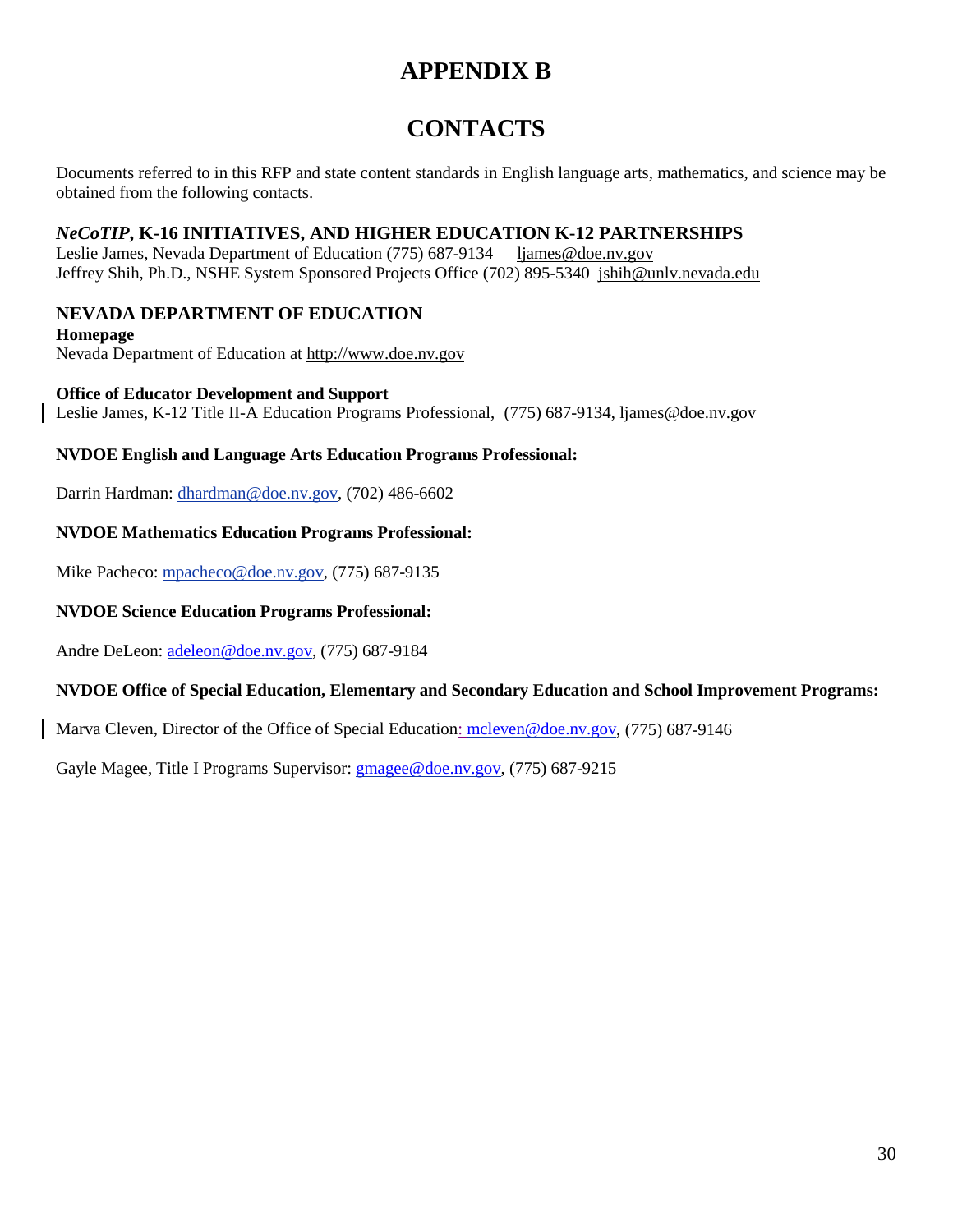# APPENDIX B

# CONTACTS

Documents referred to in this RFP and state content standards in English language arts, mathematics, and science may be obtained from the following contacts.

### *NeCoTIP*, K-16 INITIATIVES, AND HIGHER EDUCATION K-12 PARTNERSHIPS

Leslie James, Nevada Department of Education (775) 687-9134 ljames@doe.nv.gov
Jeffrey Shih, Ph.D., NSHE System Sponsored Projects Office (702) 895-5340 jshih@unlv.nevada.edu

### NEVADA DEPARTMENT OF EDUCATION

**Homepage**
Nevada Department of Education at http://www.doe.nv.gov

**Office of Educator Development and Support**
Leslie James, K-12 Title II-A Education Programs Professional, (775) 687-9134, ljames@doe.nv.gov

**NVDOE English and Language Arts Education Programs Professional:**

Darrin Hardman: dhardman@doe.nv.gov, (702) 486-6602

**NVDOE Mathematics Education Programs Professional:**

Mike Pacheco: mpacheco@doe.nv.gov, (775) 687-9135

**NVDOE Science Education Programs Professional:**

Andre DeLeon: adeleon@doe.nv.gov, (775) 687-9184

**NVDOE Office of Special Education, Elementary and Secondary Education and School Improvement Programs:**

Marva Cleven, Director of the Office of Special Education: mcleven@doe.nv.gov, (775) 687-9146

Gayle Magee, Title I Programs Supervisor: gmagee@doe.nv.gov, (775) 687-9215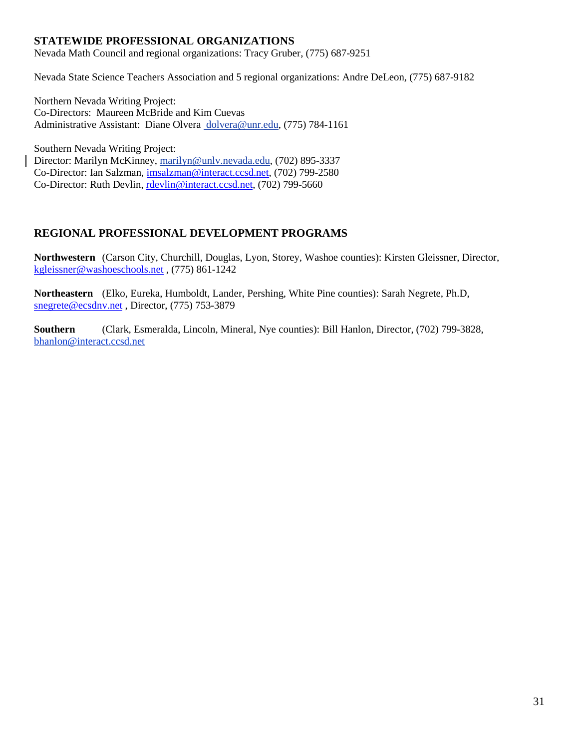## STATEWIDE PROFESSIONAL ORGANIZATIONS

Nevada Math Council and regional organizations: Tracy Gruber, (775) 687-9251

Nevada State Science Teachers Association and 5 regional organizations: Andre DeLeon, (775) 687-9182

Northern Nevada Writing Project:
Co-Directors: Maureen McBride and Kim Cuevas
Administrative Assistant: Diane Olvera dolvera@unr.edu, (775) 784-1161

Southern Nevada Writing Project:
Director: Marilyn McKinney, marilyn@unlv.nevada.edu, (702) 895-3337
Co-Director: Ian Salzman, imsalzman@interact.ccsd.net, (702) 799-2580
Co-Director: Ruth Devlin, rdevlin@interact.ccsd.net, (702) 799-5660

## REGIONAL PROFESSIONAL DEVELOPMENT PROGRAMS

**Northwestern** (Carson City, Churchill, Douglas, Lyon, Storey, Washoe counties): Kirsten Gleissner, Director, kgleissner@washoeschools.net , (775) 861-1242

**Northeastern** (Elko, Eureka, Humboldt, Lander, Pershing, White Pine counties): Sarah Negrete, Ph.D, snegrete@ecsdnv.net , Director, (775) 753-3879

**Southern** (Clark, Esmeralda, Lincoln, Mineral, Nye counties): Bill Hanlon, Director, (702) 799-3828, bhanlon@interact.ccsd.net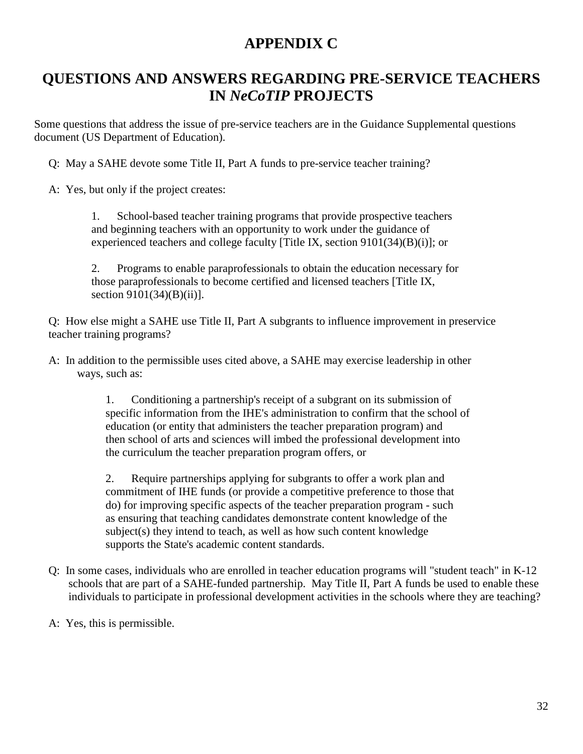# APPENDIX C

# QUESTIONS AND ANSWERS REGARDING PRE-SERVICE TEACHERS IN *NeCoTIP* PROJECTS

Some questions that address the issue of pre-service teachers are in the Guidance Supplemental questions document (US Department of Education).

Q: May a SAHE devote some Title II, Part A funds to pre-service teacher training?

A: Yes, but only if the project creates:

1. School-based teacher training programs that provide prospective teachers and beginning teachers with an opportunity to work under the guidance of experienced teachers and college faculty [Title IX, section 9101(34)(B)(i)]; or

2. Programs to enable paraprofessionals to obtain the education necessary for those paraprofessionals to become certified and licensed teachers [Title IX, section 9101(34)(B)(ii)].

Q: How else might a SAHE use Title II, Part A subgrants to influence improvement in preservice teacher training programs?

A: In addition to the permissible uses cited above, a SAHE may exercise leadership in other ways, such as:

1. Conditioning a partnership's receipt of a subgrant on its submission of specific information from the IHE's administration to confirm that the school of education (or entity that administers the teacher preparation program) and then school of arts and sciences will imbed the professional development into the curriculum the teacher preparation program offers, or

2. Require partnerships applying for subgrants to offer a work plan and commitment of IHE funds (or provide a competitive preference to those that do) for improving specific aspects of the teacher preparation program - such as ensuring that teaching candidates demonstrate content knowledge of the subject(s) they intend to teach, as well as how such content knowledge supports the State's academic content standards.

Q: In some cases, individuals who are enrolled in teacher education programs will "student teach" in K-12 schools that are part of a SAHE-funded partnership. May Title II, Part A funds be used to enable these individuals to participate in professional development activities in the schools where they are teaching?

A: Yes, this is permissible.